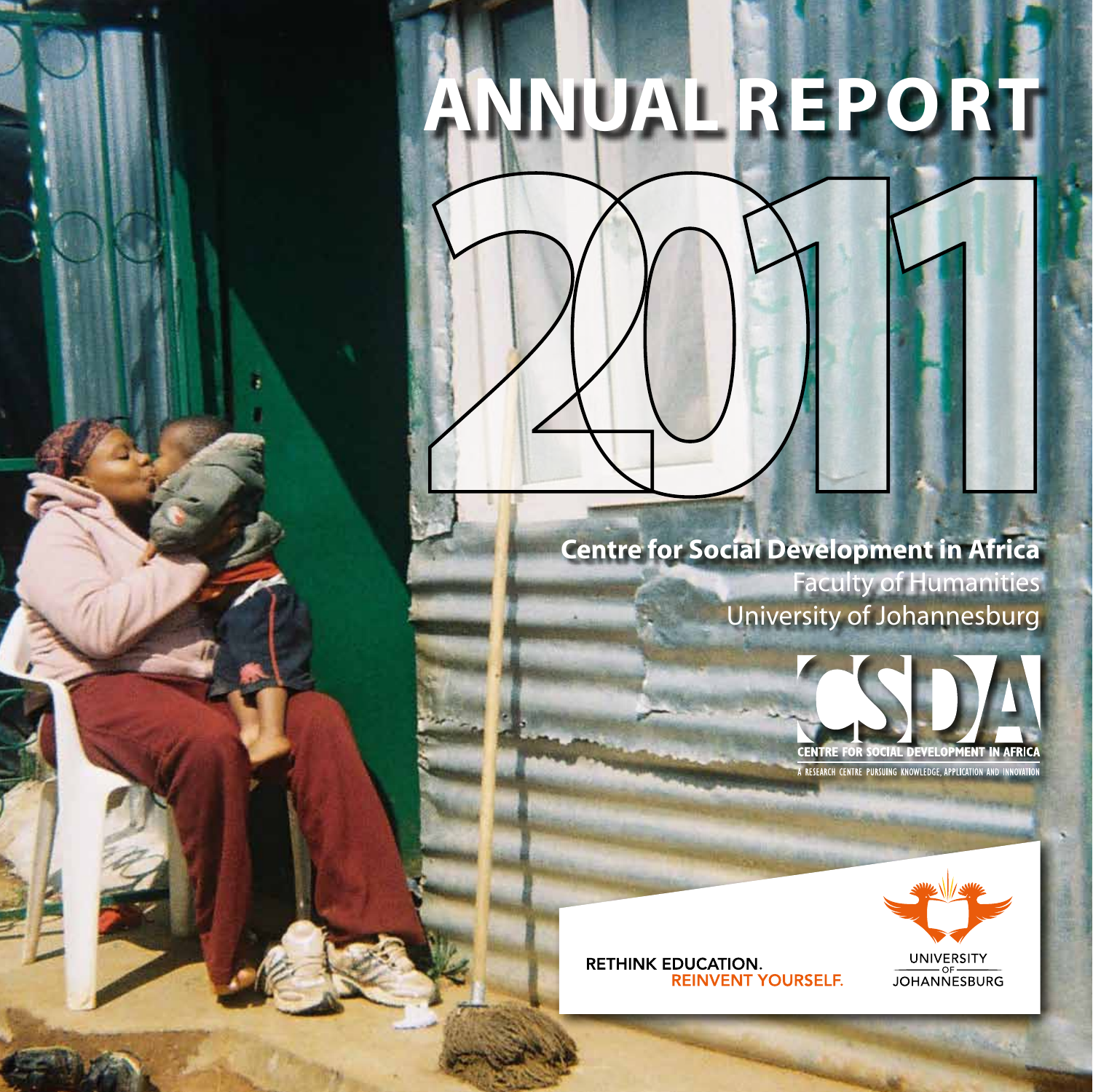# ANNUAL REPORT 2011

## Centre for Social Development in Africa

Faculty of Humanities
University of Johannesburg

CSDA
CENTRE FOR SOCIAL DEVELOPMENT IN AFRICA
A RESEARCH CENTRE PURSUING KNOWLEDGE, APPLICATION AND INNOVATION

RETHINK EDUCATION.
REINVENT YOURSELF.

UNIVERSITY OF JOHANNESBURG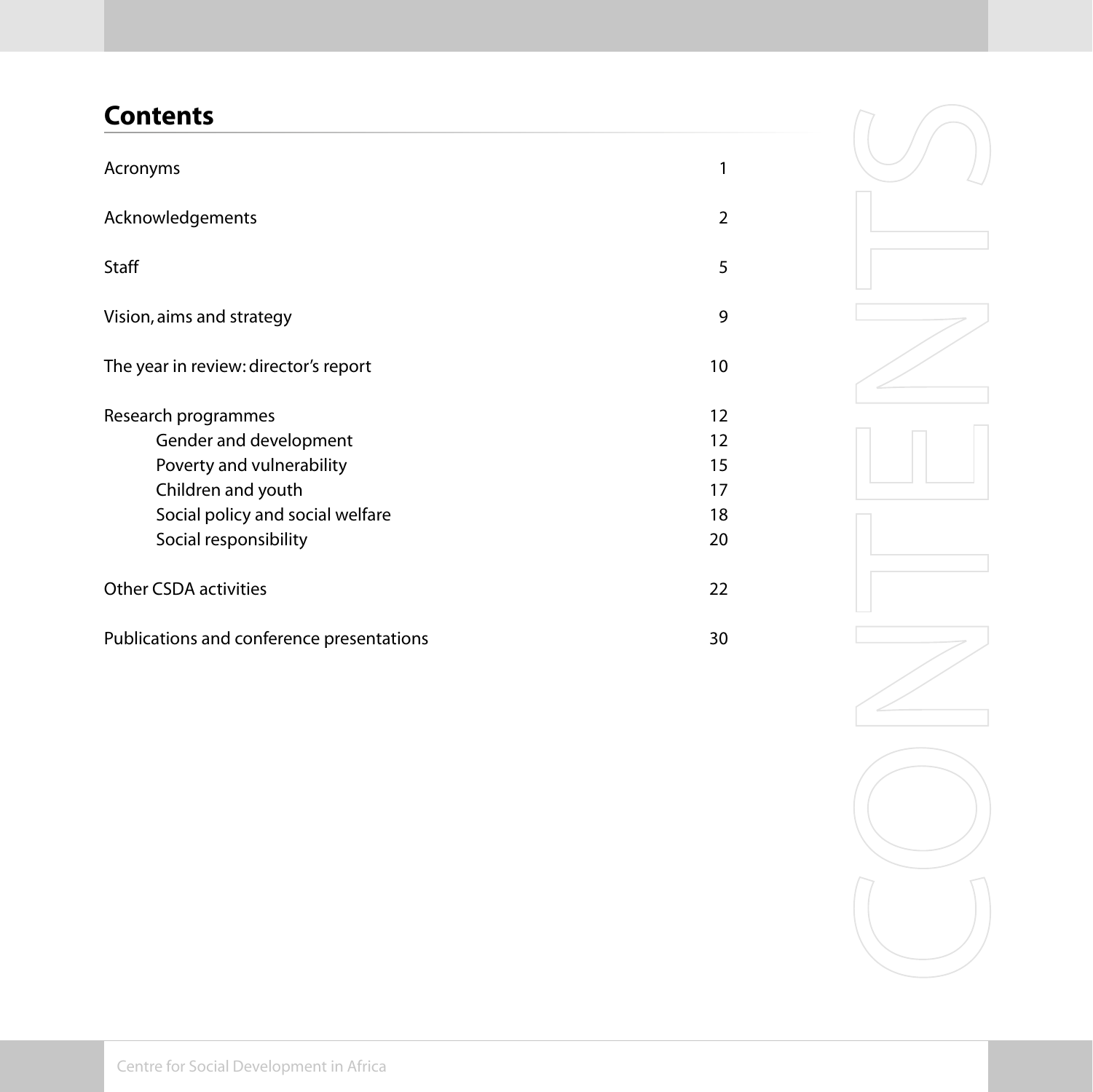# Contents

| | |
|---|---|
| Acronyms | 1 |
| Acknowledgements | 2 |
| Staff | 5 |
| Vision, aims and strategy | 9 |
| The year in review: director's report | 10 |
| Research programmes | 12 |
| Gender and development | 12 |
| Poverty and vulnerability | 15 |
| Children and youth | 17 |
| Social policy and social welfare | 18 |
| Social responsibility | 20 |
| Other CSDA activities | 22 |
| Publications and conference presentations | 30 |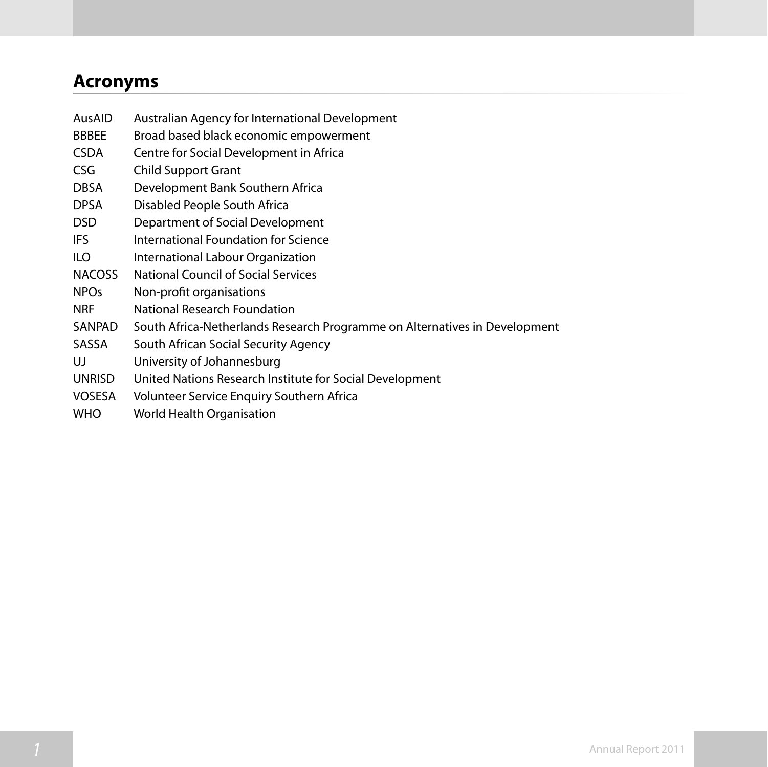## Acronyms

| | |
|---|---|
| AusAID | Australian Agency for International Development |
| BBBEE | Broad based black economic empowerment |
| CSDA | Centre for Social Development in Africa |
| CSG | Child Support Grant |
| DBSA | Development Bank Southern Africa |
| DPSA | Disabled People South Africa |
| DSD | Department of Social Development |
| IFS | International Foundation for Science |
| ILO | International Labour Organization |
| NACOSS | National Council of Social Services |
| NPOs | Non-profit organisations |
| NRF | National Research Foundation |
| SANPAD | South Africa-Netherlands Research Programme on Alternatives in Development |
| SASSA | South African Social Security Agency |
| UJ | University of Johannesburg |
| UNRISD | United Nations Research Institute for Social Development |
| VOSESA | Volunteer Service Enquiry Southern Africa |
| WHO | World Health Organisation |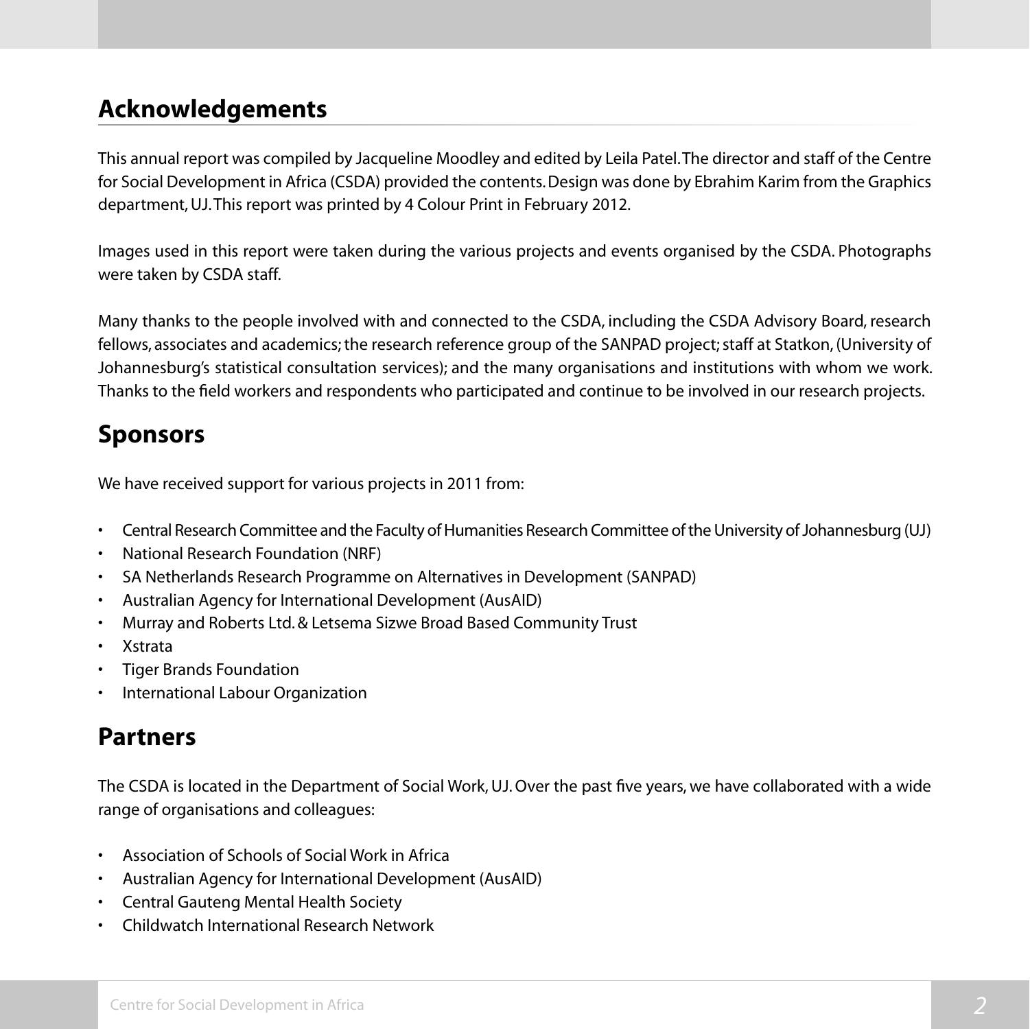## Acknowledgements

This annual report was compiled by Jacqueline Moodley and edited by Leila Patel. The director and staff of the Centre for Social Development in Africa (CSDA) provided the contents. Design was done by Ebrahim Karim from the Graphics department, UJ. This report was printed by 4 Colour Print in February 2012.

Images used in this report were taken during the various projects and events organised by the CSDA. Photographs were taken by CSDA staff.

Many thanks to the people involved with and connected to the CSDA, including the CSDA Advisory Board, research fellows, associates and academics; the research reference group of the SANPAD project; staff at Statkon, (University of Johannesburg's statistical consultation services); and the many organisations and institutions with whom we work. Thanks to the field workers and respondents who participated and continue to be involved in our research projects.

## Sponsors

We have received support for various projects in 2011 from:

- Central Research Committee and the Faculty of Humanities Research Committee of the University of Johannesburg (UJ)
- National Research Foundation (NRF)
- SA Netherlands Research Programme on Alternatives in Development (SANPAD)
- Australian Agency for International Development (AusAID)
- Murray and Roberts Ltd. & Letsema Sizwe Broad Based Community Trust
- Xstrata
- Tiger Brands Foundation
- International Labour Organization

## Partners

The CSDA is located in the Department of Social Work, UJ. Over the past five years, we have collaborated with a wide range of organisations and colleagues:

- Association of Schools of Social Work in Africa
- Australian Agency for International Development (AusAID)
- Central Gauteng Mental Health Society
- Childwatch International Research Network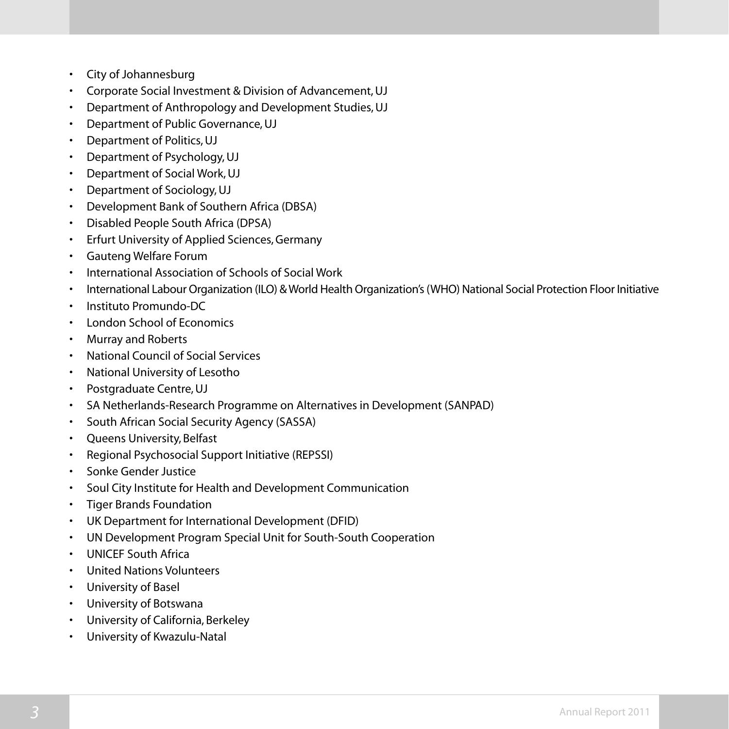- City of Johannesburg
- Corporate Social Investment & Division of Advancement, UJ
- Department of Anthropology and Development Studies, UJ
- Department of Public Governance, UJ
- Department of Politics, UJ
- Department of Psychology, UJ
- Department of Social Work, UJ
- Department of Sociology, UJ
- Development Bank of Southern Africa (DBSA)
- Disabled People South Africa (DPSA)
- Erfurt University of Applied Sciences, Germany
- Gauteng Welfare Forum
- International Association of Schools of Social Work
- International Labour Organization (ILO) & World Health Organization's (WHO) National Social Protection Floor Initiative
- Instituto Promundo-DC
- London School of Economics
- Murray and Roberts
- National Council of Social Services
- National University of Lesotho
- Postgraduate Centre, UJ
- SA Netherlands-Research Programme on Alternatives in Development (SANPAD)
- South African Social Security Agency (SASSA)
- Queens University, Belfast
- Regional Psychosocial Support Initiative (REPSSI)
- Sonke Gender Justice
- Soul City Institute for Health and Development Communication
- Tiger Brands Foundation
- UK Department for International Development (DFID)
- UN Development Program Special Unit for South-South Cooperation
- UNICEF South Africa
- United Nations Volunteers
- University of Basel
- University of Botswana
- University of California, Berkeley
- University of Kwazulu-Natal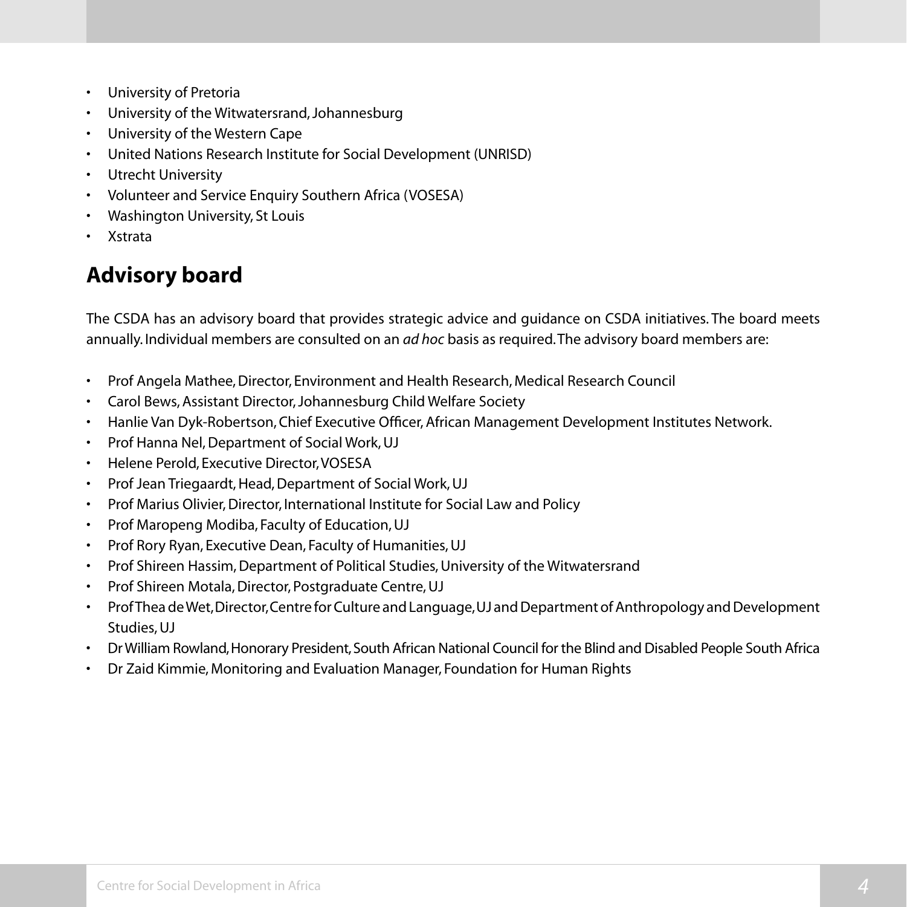- University of Pretoria
- University of the Witwatersrand, Johannesburg
- University of the Western Cape
- United Nations Research Institute for Social Development (UNRISD)
- Utrecht University
- Volunteer and Service Enquiry Southern Africa (VOSESA)
- Washington University, St Louis
- Xstrata

## Advisory board

The CSDA has an advisory board that provides strategic advice and guidance on CSDA initiatives. The board meets annually. Individual members are consulted on an *ad hoc* basis as required. The advisory board members are:

- Prof Angela Mathee, Director, Environment and Health Research, Medical Research Council
- Carol Bews, Assistant Director, Johannesburg Child Welfare Society
- Hanlie Van Dyk-Robertson, Chief Executive Officer, African Management Development Institutes Network.
- Prof Hanna Nel, Department of Social Work, UJ
- Helene Perold, Executive Director, VOSESA
- Prof Jean Triegaardt, Head, Department of Social Work, UJ
- Prof Marius Olivier, Director, International Institute for Social Law and Policy
- Prof Maropeng Modiba, Faculty of Education, UJ
- Prof Rory Ryan, Executive Dean, Faculty of Humanities, UJ
- Prof Shireen Hassim, Department of Political Studies, University of the Witwatersrand
- Prof Shireen Motala, Director, Postgraduate Centre, UJ
- Prof Thea de Wet, Director, Centre for Culture and Language, UJ and Department of Anthropology and Development Studies, UJ
- Dr William Rowland, Honorary President, South African National Council for the Blind and Disabled People South Africa
- Dr Zaid Kimmie, Monitoring and Evaluation Manager, Foundation for Human Rights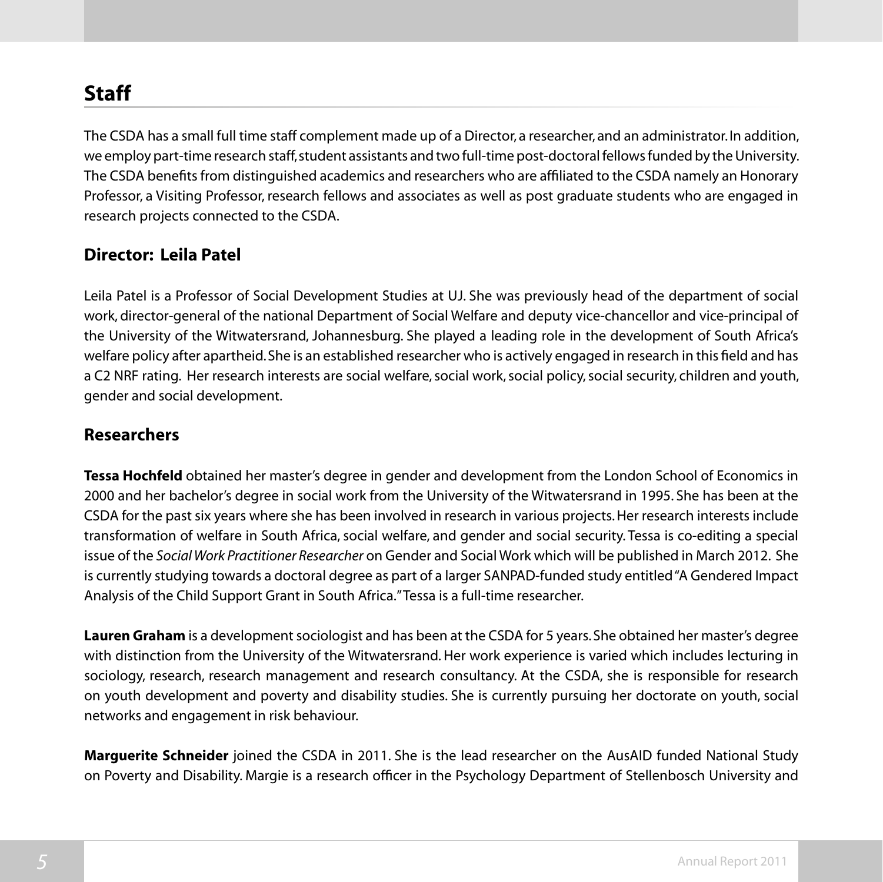# Staff

The CSDA has a small full time staff complement made up of a Director, a researcher, and an administrator. In addition, we employ part-time research staff, student assistants and two full-time post-doctoral fellows funded by the University. The CSDA benefits from distinguished academics and researchers who are affiliated to the CSDA namely an Honorary Professor, a Visiting Professor, research fellows and associates as well as post graduate students who are engaged in research projects connected to the CSDA.

## Director: Leila Patel

Leila Patel is a Professor of Social Development Studies at UJ. She was previously head of the department of social work, director-general of the national Department of Social Welfare and deputy vice-chancellor and vice-principal of the University of the Witwatersrand, Johannesburg. She played a leading role in the development of South Africa's welfare policy after apartheid. She is an established researcher who is actively engaged in research in this field and has a C2 NRF rating. Her research interests are social welfare, social work, social policy, social security, children and youth, gender and social development.

## Researchers

**Tessa Hochfeld** obtained her master's degree in gender and development from the London School of Economics in 2000 and her bachelor's degree in social work from the University of the Witwatersrand in 1995. She has been at the CSDA for the past six years where she has been involved in research in various projects. Her research interests include transformation of welfare in South Africa, social welfare, and gender and social security. Tessa is co-editing a special issue of the *Social Work Practitioner Researcher* on Gender and Social Work which will be published in March 2012. She is currently studying towards a doctoral degree as part of a larger SANPAD-funded study entitled "A Gendered Impact Analysis of the Child Support Grant in South Africa." Tessa is a full-time researcher.

**Lauren Graham** is a development sociologist and has been at the CSDA for 5 years. She obtained her master's degree with distinction from the University of the Witwatersrand. Her work experience is varied which includes lecturing in sociology, research, research management and research consultancy. At the CSDA, she is responsible for research on youth development and poverty and disability studies. She is currently pursuing her doctorate on youth, social networks and engagement in risk behaviour.

**Marguerite Schneider** joined the CSDA in 2011. She is the lead researcher on the AusAID funded National Study on Poverty and Disability. Margie is a research officer in the Psychology Department of Stellenbosch University and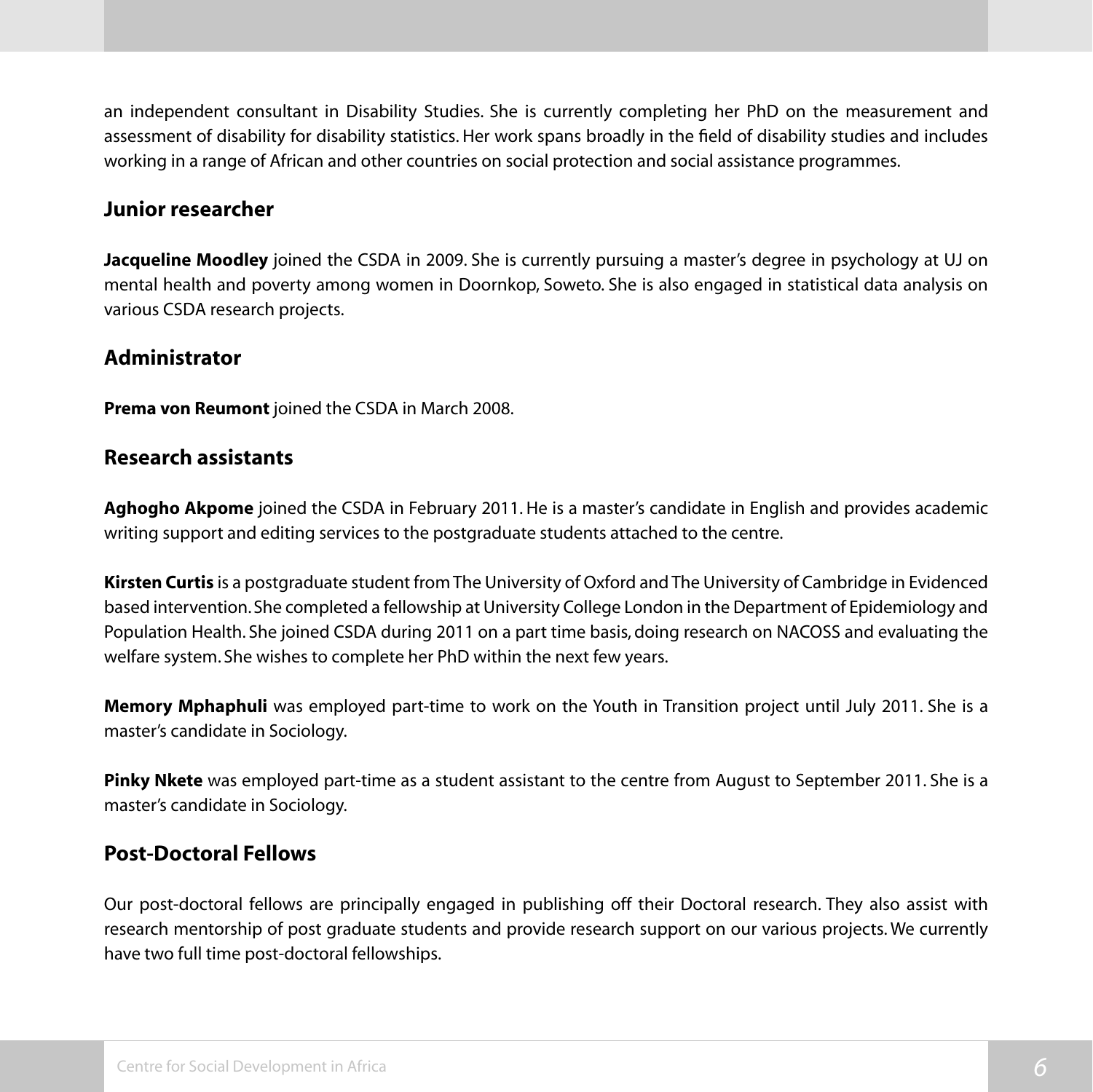an independent consultant in Disability Studies. She is currently completing her PhD on the measurement and assessment of disability for disability statistics. Her work spans broadly in the field of disability studies and includes working in a range of African and other countries on social protection and social assistance programmes.

## Junior researcher

**Jacqueline Moodley** joined the CSDA in 2009. She is currently pursuing a master's degree in psychology at UJ on mental health and poverty among women in Doornkop, Soweto. She is also engaged in statistical data analysis on various CSDA research projects.

## Administrator

**Prema von Reumont** joined the CSDA in March 2008.

## Research assistants

**Aghogho Akpome** joined the CSDA in February 2011. He is a master's candidate in English and provides academic writing support and editing services to the postgraduate students attached to the centre.

**Kirsten Curtis** is a postgraduate student from The University of Oxford and The University of Cambridge in Evidenced based intervention. She completed a fellowship at University College London in the Department of Epidemiology and Population Health. She joined CSDA during 2011 on a part time basis, doing research on NACOSS and evaluating the welfare system. She wishes to complete her PhD within the next few years.

**Memory Mphaphuli** was employed part-time to work on the Youth in Transition project until July 2011. She is a master's candidate in Sociology.

**Pinky Nkete** was employed part-time as a student assistant to the centre from August to September 2011. She is a master's candidate in Sociology.

## Post-Doctoral Fellows

Our post-doctoral fellows are principally engaged in publishing off their Doctoral research. They also assist with research mentorship of post graduate students and provide research support on our various projects. We currently have two full time post-doctoral fellowships.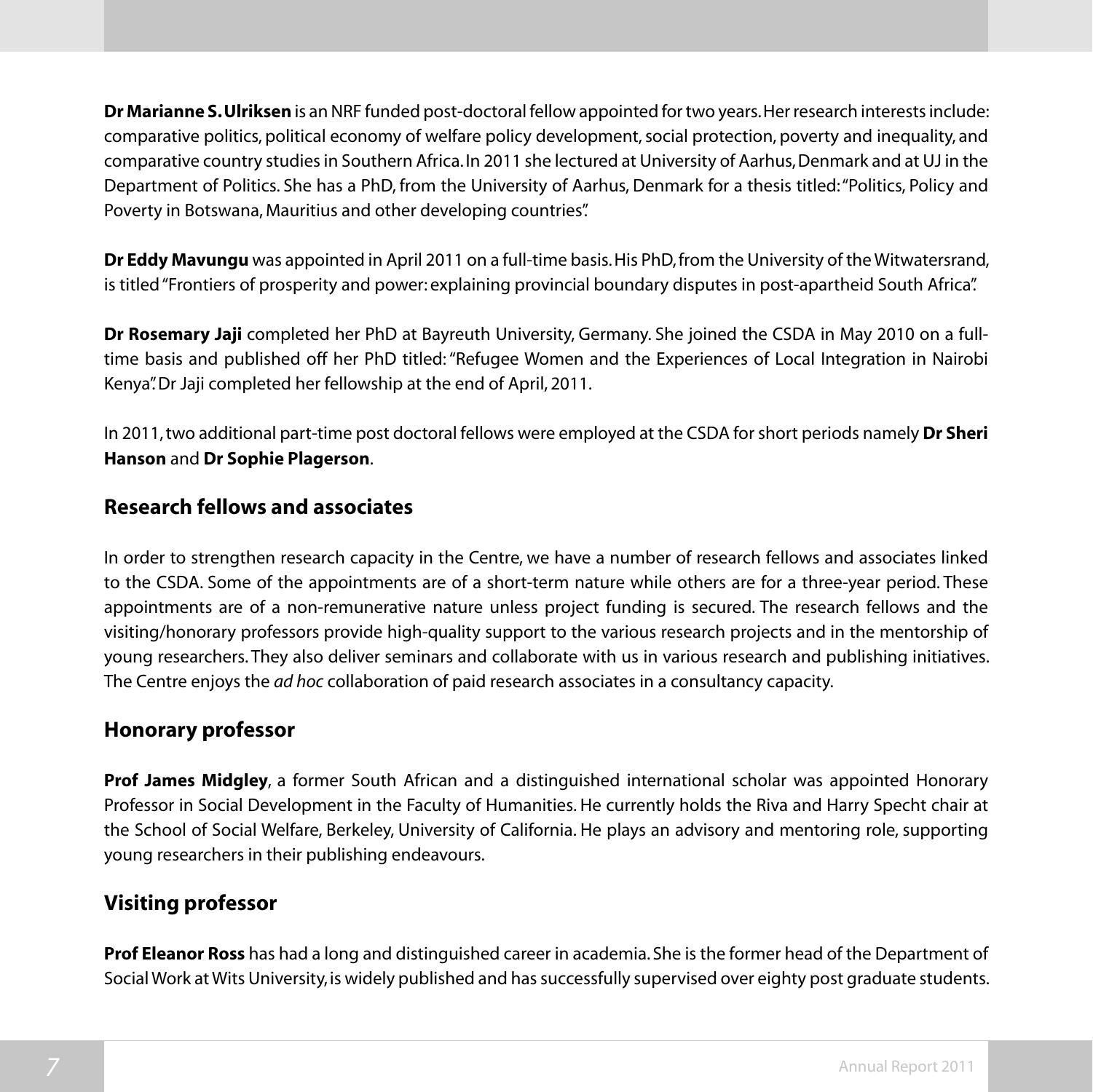**Dr Marianne S. Ulriksen** is an NRF funded post-doctoral fellow appointed for two years. Her research interests include: comparative politics, political economy of welfare policy development, social protection, poverty and inequality, and comparative country studies in Southern Africa. In 2011 she lectured at University of Aarhus, Denmark and at UJ in the Department of Politics. She has a PhD, from the University of Aarhus, Denmark for a thesis titled: "Politics, Policy and Poverty in Botswana, Mauritius and other developing countries".

**Dr Eddy Mavungu** was appointed in April 2011 on a full-time basis. His PhD, from the University of the Witwatersrand, is titled "Frontiers of prosperity and power: explaining provincial boundary disputes in post-apartheid South Africa".

**Dr Rosemary Jaji** completed her PhD at Bayreuth University, Germany. She joined the CSDA in May 2010 on a full-time basis and published off her PhD titled: "Refugee Women and the Experiences of Local Integration in Nairobi Kenya". Dr Jaji completed her fellowship at the end of April, 2011.

In 2011, two additional part-time post doctoral fellows were employed at the CSDA for short periods namely **Dr Sheri Hanson** and **Dr Sophie Plagerson**.

## Research fellows and associates

In order to strengthen research capacity in the Centre, we have a number of research fellows and associates linked to the CSDA. Some of the appointments are of a short-term nature while others are for a three-year period. These appointments are of a non-remunerative nature unless project funding is secured. The research fellows and the visiting/honorary professors provide high-quality support to the various research projects and in the mentorship of young researchers. They also deliver seminars and collaborate with us in various research and publishing initiatives. The Centre enjoys the *ad hoc* collaboration of paid research associates in a consultancy capacity.

## Honorary professor

**Prof James Midgley**, a former South African and a distinguished international scholar was appointed Honorary Professor in Social Development in the Faculty of Humanities. He currently holds the Riva and Harry Specht chair at the School of Social Welfare, Berkeley, University of California. He plays an advisory and mentoring role, supporting young researchers in their publishing endeavours.

## Visiting professor

**Prof Eleanor Ross** has had a long and distinguished career in academia. She is the former head of the Department of Social Work at Wits University, is widely published and has successfully supervised over eighty post graduate students.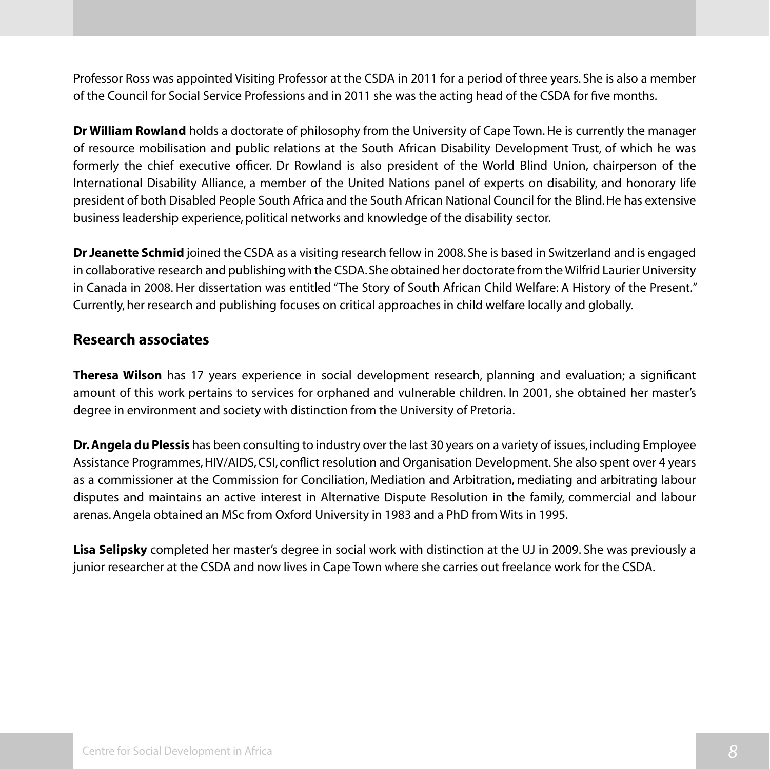Professor Ross was appointed Visiting Professor at the CSDA in 2011 for a period of three years. She is also a member of the Council for Social Service Professions and in 2011 she was the acting head of the CSDA for five months.

**Dr William Rowland** holds a doctorate of philosophy from the University of Cape Town. He is currently the manager of resource mobilisation and public relations at the South African Disability Development Trust, of which he was formerly the chief executive officer. Dr Rowland is also president of the World Blind Union, chairperson of the International Disability Alliance, a member of the United Nations panel of experts on disability, and honorary life president of both Disabled People South Africa and the South African National Council for the Blind. He has extensive business leadership experience, political networks and knowledge of the disability sector.

**Dr Jeanette Schmid** joined the CSDA as a visiting research fellow in 2008. She is based in Switzerland and is engaged in collaborative research and publishing with the CSDA. She obtained her doctorate from the Wilfrid Laurier University in Canada in 2008. Her dissertation was entitled "The Story of South African Child Welfare: A History of the Present." Currently, her research and publishing focuses on critical approaches in child welfare locally and globally.

## Research associates

**Theresa Wilson** has 17 years experience in social development research, planning and evaluation; a significant amount of this work pertains to services for orphaned and vulnerable children. In 2001, she obtained her master's degree in environment and society with distinction from the University of Pretoria.

**Dr. Angela du Plessis** has been consulting to industry over the last 30 years on a variety of issues, including Employee Assistance Programmes, HIV/AIDS, CSI, conflict resolution and Organisation Development. She also spent over 4 years as a commissioner at the Commission for Conciliation, Mediation and Arbitration, mediating and arbitrating labour disputes and maintains an active interest in Alternative Dispute Resolution in the family, commercial and labour arenas. Angela obtained an MSc from Oxford University in 1983 and a PhD from Wits in 1995.

**Lisa Selipsky** completed her master's degree in social work with distinction at the UJ in 2009. She was previously a junior researcher at the CSDA and now lives in Cape Town where she carries out freelance work for the CSDA.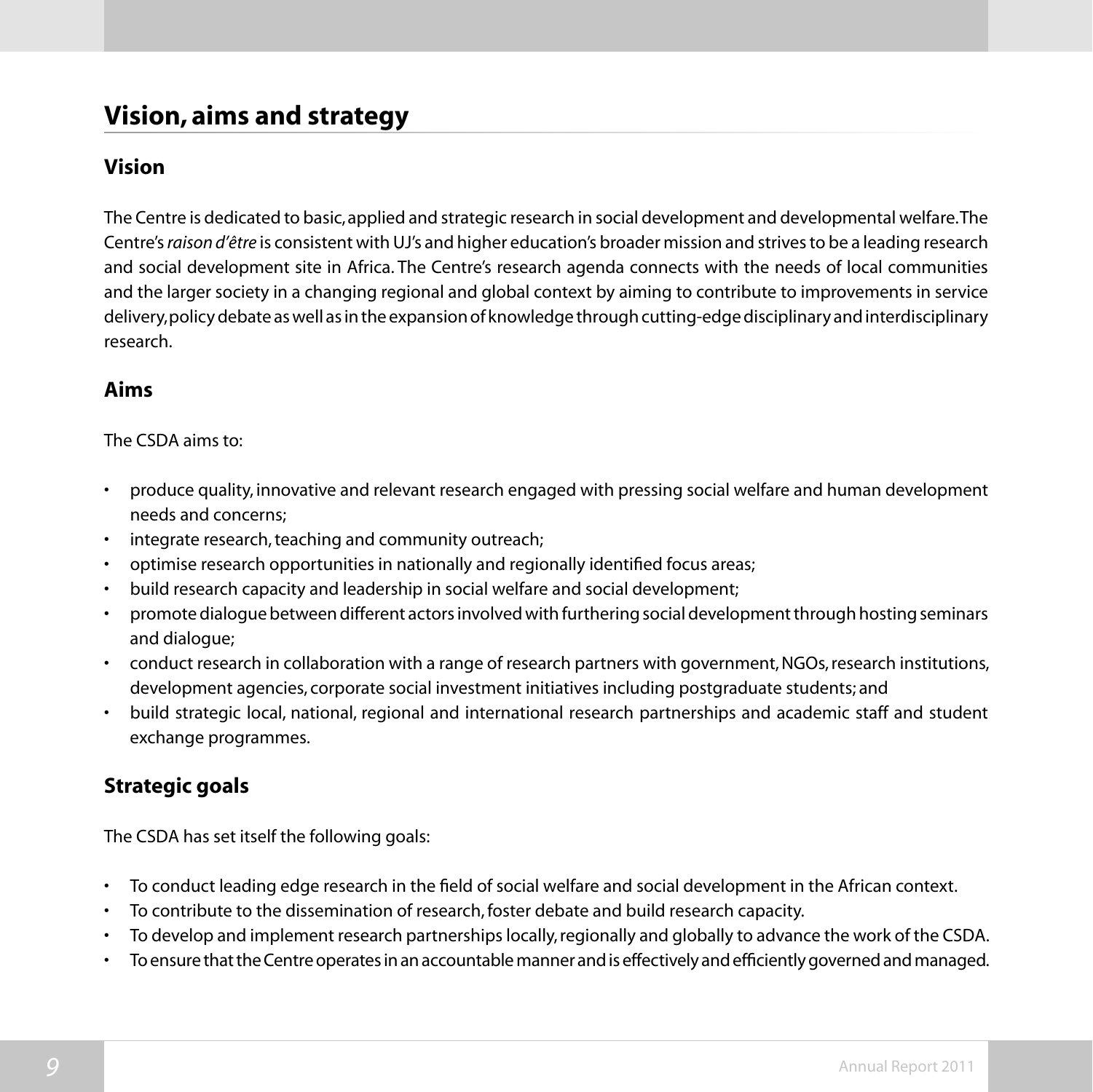# Vision, aims and strategy

## Vision

The Centre is dedicated to basic, applied and strategic research in social development and developmental welfare. The Centre's *raison d'être* is consistent with UJ's and higher education's broader mission and strives to be a leading research and social development site in Africa. The Centre's research agenda connects with the needs of local communities and the larger society in a changing regional and global context by aiming to contribute to improvements in service delivery, policy debate as well as in the expansion of knowledge through cutting-edge disciplinary and interdisciplinary research.

## Aims

The CSDA aims to:

- produce quality, innovative and relevant research engaged with pressing social welfare and human development needs and concerns;
- integrate research, teaching and community outreach;
- optimise research opportunities in nationally and regionally identified focus areas;
- build research capacity and leadership in social welfare and social development;
- promote dialogue between different actors involved with furthering social development through hosting seminars and dialogue;
- conduct research in collaboration with a range of research partners with government, NGOs, research institutions, development agencies, corporate social investment initiatives including postgraduate students; and
- build strategic local, national, regional and international research partnerships and academic staff and student exchange programmes.

## Strategic goals

The CSDA has set itself the following goals:

- To conduct leading edge research in the field of social welfare and social development in the African context.
- To contribute to the dissemination of research, foster debate and build research capacity.
- To develop and implement research partnerships locally, regionally and globally to advance the work of the CSDA.
- To ensure that the Centre operates in an accountable manner and is effectively and efficiently governed and managed.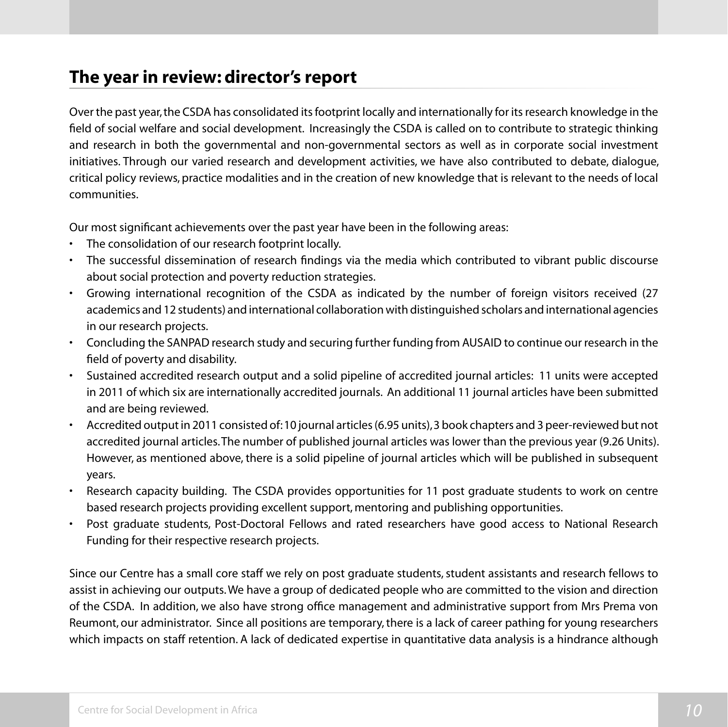## The year in review: director's report

Over the past year, the CSDA has consolidated its footprint locally and internationally for its research knowledge in the field of social welfare and social development. Increasingly the CSDA is called on to contribute to strategic thinking and research in both the governmental and non-governmental sectors as well as in corporate social investment initiatives. Through our varied research and development activities, we have also contributed to debate, dialogue, critical policy reviews, practice modalities and in the creation of new knowledge that is relevant to the needs of local communities.

Our most significant achievements over the past year have been in the following areas:

- The consolidation of our research footprint locally.
- The successful dissemination of research findings via the media which contributed to vibrant public discourse about social protection and poverty reduction strategies.
- Growing international recognition of the CSDA as indicated by the number of foreign visitors received (27 academics and 12 students) and international collaboration with distinguished scholars and international agencies in our research projects.
- Concluding the SANPAD research study and securing further funding from AUSAID to continue our research in the field of poverty and disability.
- Sustained accredited research output and a solid pipeline of accredited journal articles: 11 units were accepted in 2011 of which six are internationally accredited journals. An additional 11 journal articles have been submitted and are being reviewed.
- Accredited output in 2011 consisted of: 10 journal articles (6.95 units), 3 book chapters and 3 peer-reviewed but not accredited journal articles. The number of published journal articles was lower than the previous year (9.26 Units). However, as mentioned above, there is a solid pipeline of journal articles which will be published in subsequent years.
- Research capacity building. The CSDA provides opportunities for 11 post graduate students to work on centre based research projects providing excellent support, mentoring and publishing opportunities.
- Post graduate students, Post-Doctoral Fellows and rated researchers have good access to National Research Funding for their respective research projects.

Since our Centre has a small core staff we rely on post graduate students, student assistants and research fellows to assist in achieving our outputs. We have a group of dedicated people who are committed to the vision and direction of the CSDA. In addition, we also have strong office management and administrative support from Mrs Prema von Reumont, our administrator. Since all positions are temporary, there is a lack of career pathing for young researchers which impacts on staff retention. A lack of dedicated expertise in quantitative data analysis is a hindrance although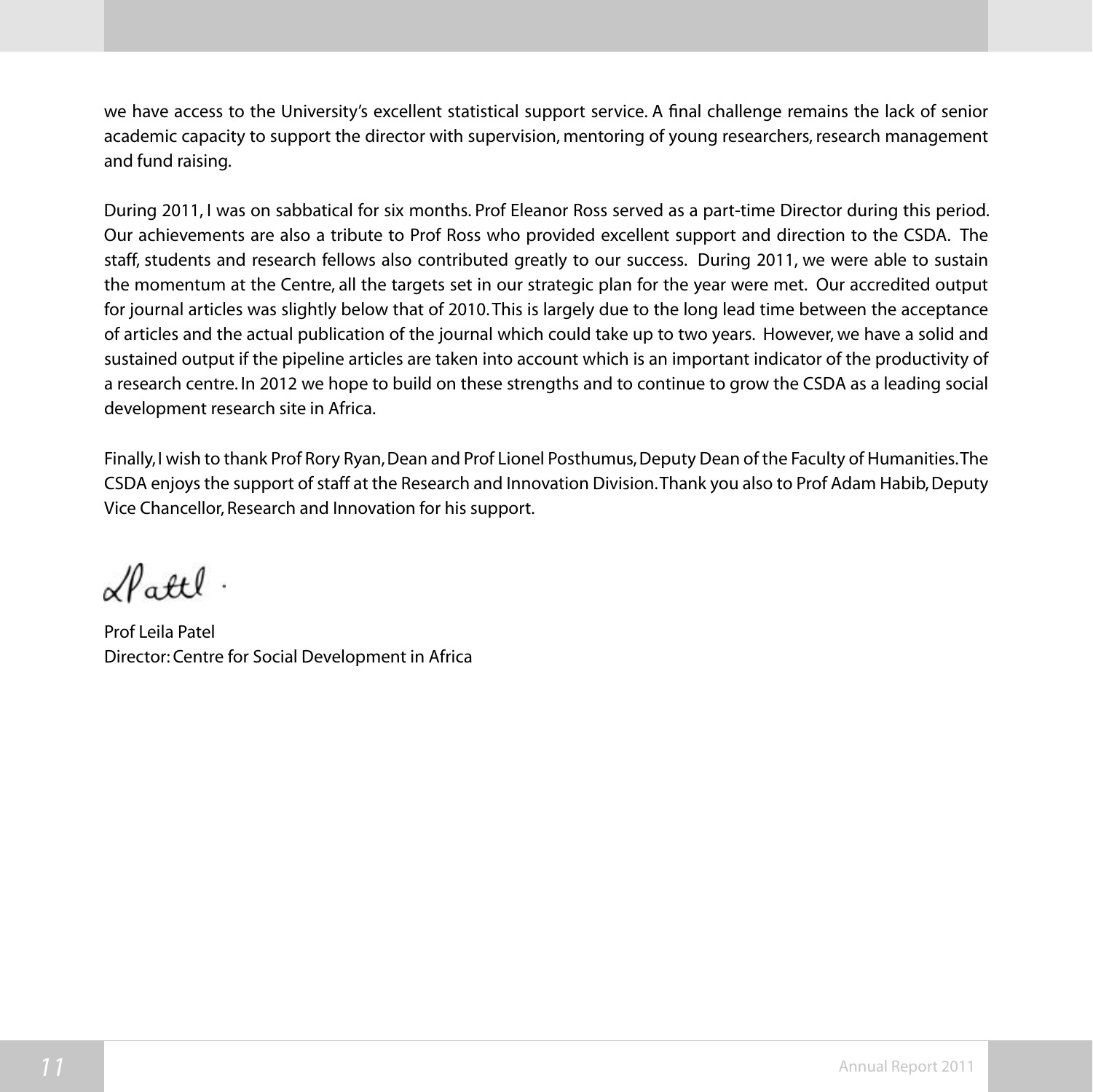we have access to the University's excellent statistical support service. A final challenge remains the lack of senior academic capacity to support the director with supervision, mentoring of young researchers, research management and fund raising.

During 2011, I was on sabbatical for six months. Prof Eleanor Ross served as a part-time Director during this period. Our achievements are also a tribute to Prof Ross who provided excellent support and direction to the CSDA. The staff, students and research fellows also contributed greatly to our success. During 2011, we were able to sustain the momentum at the Centre, all the targets set in our strategic plan for the year were met. Our accredited output for journal articles was slightly below that of 2010. This is largely due to the long lead time between the acceptance of articles and the actual publication of the journal which could take up to two years. However, we have a solid and sustained output if the pipeline articles are taken into account which is an important indicator of the productivity of a research centre. In 2012 we hope to build on these strengths and to continue to grow the CSDA as a leading social development research site in Africa.

Finally, I wish to thank Prof Rory Ryan, Dean and Prof Lionel Posthumus, Deputy Dean of the Faculty of Humanities. The CSDA enjoys the support of staff at the Research and Innovation Division. Thank you also to Prof Adam Habib, Deputy Vice Chancellor, Research and Innovation for his support.

LPatel.

Prof Leila Patel
Director: Centre for Social Development in Africa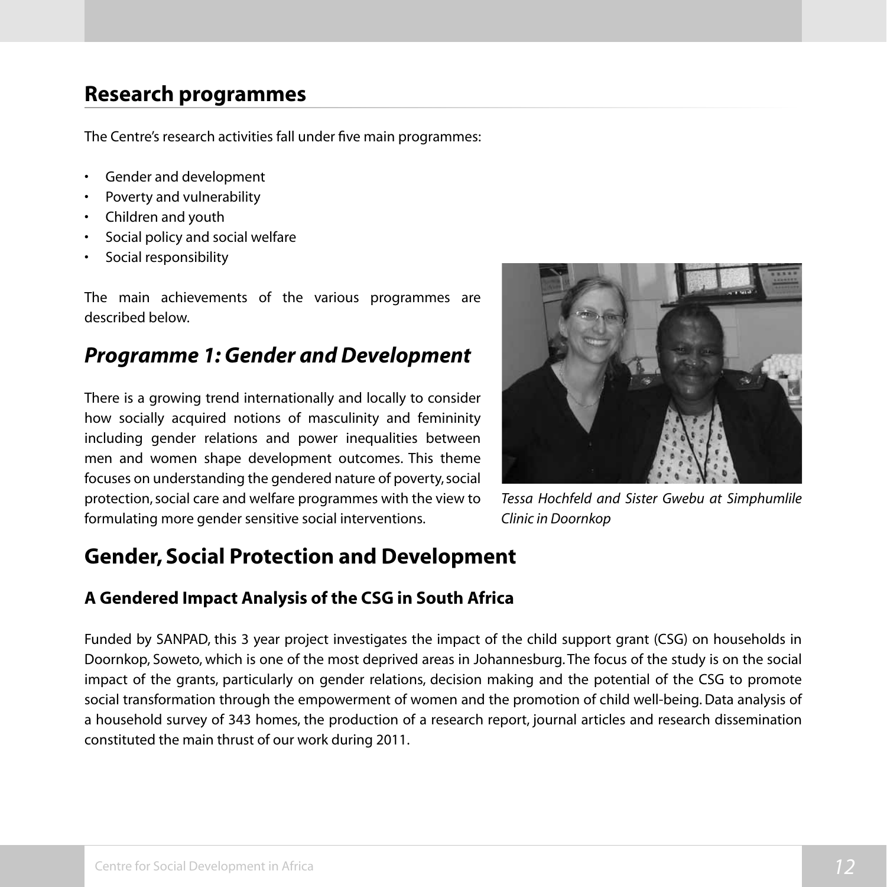## Research programmes

The Centre's research activities fall under five main programmes:

- Gender and development
- Poverty and vulnerability
- Children and youth
- Social policy and social welfare
- Social responsibility

The main achievements of the various programmes are described below.

### *Programme 1: Gender and Development*

There is a growing trend internationally and locally to consider how socially acquired notions of masculinity and femininity including gender relations and power inequalities between men and women shape development outcomes. This theme focuses on understanding the gendered nature of poverty, social protection, social care and welfare programmes with the view to formulating more gender sensitive social interventions.

*Tessa Hochfeld and Sister Gwebu at Simphumlile Clinic in Doornkop*

## Gender, Social Protection and Development

### A Gendered Impact Analysis of the CSG in South Africa

Funded by SANPAD, this 3 year project investigates the impact of the child support grant (CSG) on households in Doornkop, Soweto, which is one of the most deprived areas in Johannesburg. The focus of the study is on the social impact of the grants, particularly on gender relations, decision making and the potential of the CSG to promote social transformation through the empowerment of women and the promotion of child well-being. Data analysis of a household survey of 343 homes, the production of a research report, journal articles and research dissemination constituted the main thrust of our work during 2011.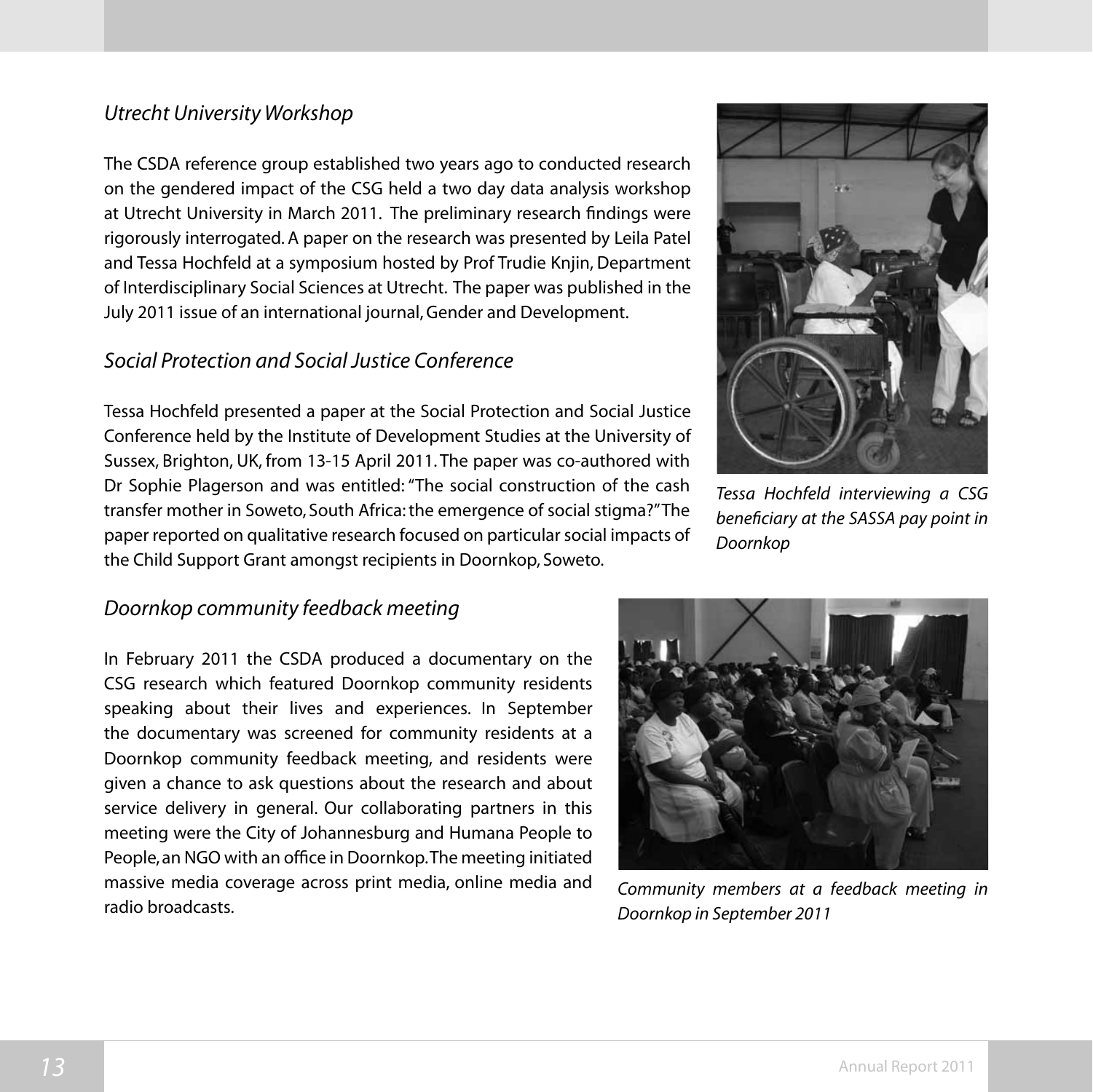### *Utrecht University Workshop*

The CSDA reference group established two years ago to conducted research on the gendered impact of the CSG held a two day data analysis workshop at Utrecht University in March 2011. The preliminary research findings were rigorously interrogated. A paper on the research was presented by Leila Patel and Tessa Hochfeld at a symposium hosted by Prof Trudie Knjin, Department of Interdisciplinary Social Sciences at Utrecht. The paper was published in the July 2011 issue of an international journal, Gender and Development.

### *Social Protection and Social Justice Conference*

Tessa Hochfeld presented a paper at the Social Protection and Social Justice Conference held by the Institute of Development Studies at the University of Sussex, Brighton, UK, from 13-15 April 2011. The paper was co-authored with Dr Sophie Plagerson and was entitled: "The social construction of the cash transfer mother in Soweto, South Africa: the emergence of social stigma?" The paper reported on qualitative research focused on particular social impacts of the Child Support Grant amongst recipients in Doornkop, Soweto.

*Tessa Hochfeld interviewing a CSG beneficiary at the SASSA pay point in Doornkop*

### *Doornkop community feedback meeting*

In February 2011 the CSDA produced a documentary on the CSG research which featured Doornkop community residents speaking about their lives and experiences. In September the documentary was screened for community residents at a Doornkop community feedback meeting, and residents were given a chance to ask questions about the research and about service delivery in general. Our collaborating partners in this meeting were the City of Johannesburg and Humana People to People, an NGO with an office in Doornkop. The meeting initiated massive media coverage across print media, online media and radio broadcasts.

*Community members at a feedback meeting in Doornkop in September 2011*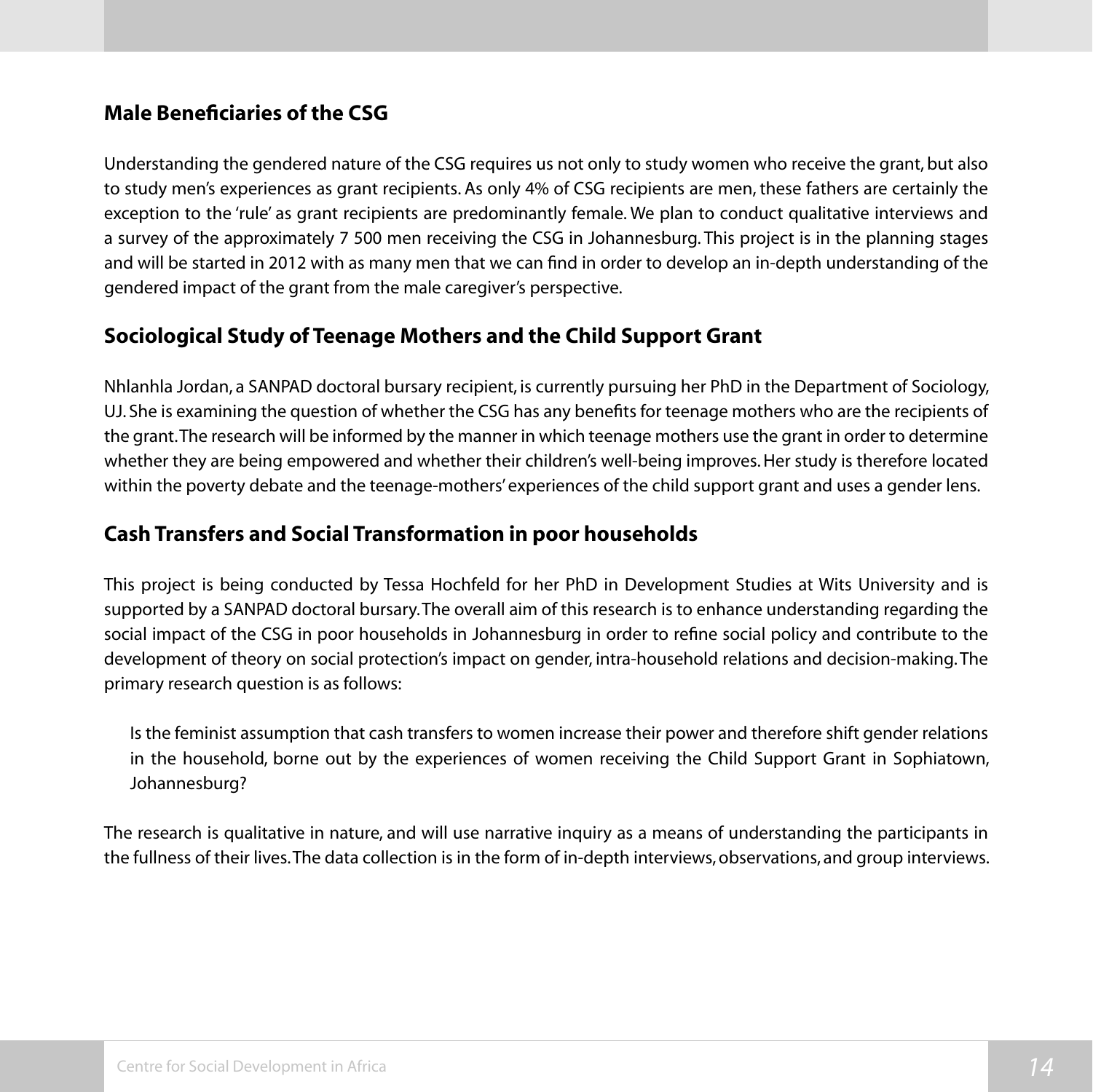## Male Beneficiaries of the CSG

Understanding the gendered nature of the CSG requires us not only to study women who receive the grant, but also to study men's experiences as grant recipients. As only 4% of CSG recipients are men, these fathers are certainly the exception to the 'rule' as grant recipients are predominantly female. We plan to conduct qualitative interviews and a survey of the approximately 7 500 men receiving the CSG in Johannesburg. This project is in the planning stages and will be started in 2012 with as many men that we can find in order to develop an in-depth understanding of the gendered impact of the grant from the male caregiver's perspective.

## Sociological Study of Teenage Mothers and the Child Support Grant

Nhlanhla Jordan, a SANPAD doctoral bursary recipient, is currently pursuing her PhD in the Department of Sociology, UJ. She is examining the question of whether the CSG has any benefits for teenage mothers who are the recipients of the grant. The research will be informed by the manner in which teenage mothers use the grant in order to determine whether they are being empowered and whether their children's well-being improves. Her study is therefore located within the poverty debate and the teenage-mothers' experiences of the child support grant and uses a gender lens.

## Cash Transfers and Social Transformation in poor households

This project is being conducted by Tessa Hochfeld for her PhD in Development Studies at Wits University and is supported by a SANPAD doctoral bursary. The overall aim of this research is to enhance understanding regarding the social impact of the CSG in poor households in Johannesburg in order to refine social policy and contribute to the development of theory on social protection's impact on gender, intra-household relations and decision-making. The primary research question is as follows:

> Is the feminist assumption that cash transfers to women increase their power and therefore shift gender relations in the household, borne out by the experiences of women receiving the Child Support Grant in Sophiatown, Johannesburg?

The research is qualitative in nature, and will use narrative inquiry as a means of understanding the participants in the fullness of their lives. The data collection is in the form of in-depth interviews, observations, and group interviews.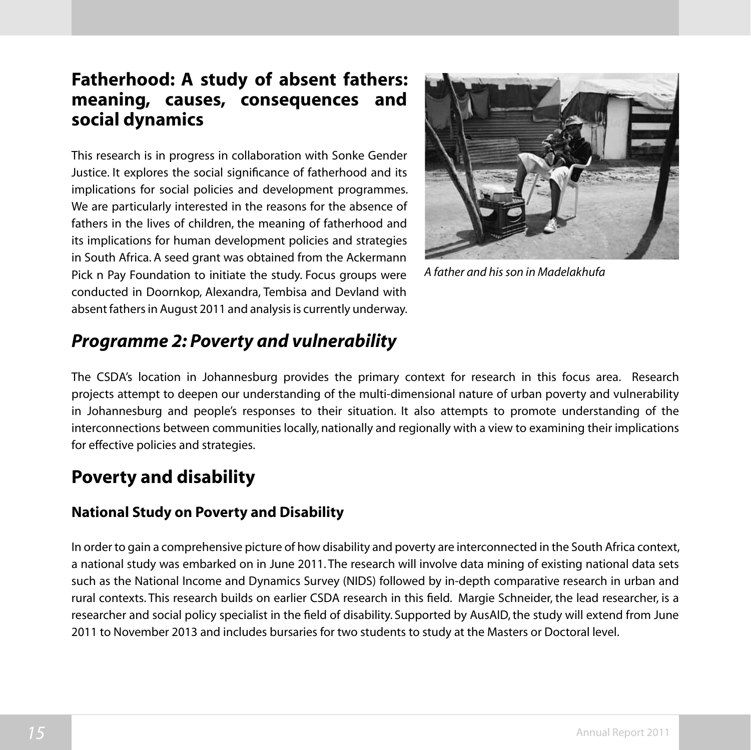## Fatherhood: A study of absent fathers: meaning, causes, consequences and social dynamics

This research is in progress in collaboration with Sonke Gender Justice. It explores the social significance of fatherhood and its implications for social policies and development programmes. We are particularly interested in the reasons for the absence of fathers in the lives of children, the meaning of fatherhood and its implications for human development policies and strategies in South Africa. A seed grant was obtained from the Ackermann Pick n Pay Foundation to initiate the study. Focus groups were conducted in Doornkop, Alexandra, Tembisa and Devland with absent fathers in August 2011 and analysis is currently underway.

*A father and his son in Madelakhufa*

## *Programme 2: Poverty and vulnerability*

The CSDA's location in Johannesburg provides the primary context for research in this focus area. Research projects attempt to deepen our understanding of the multi-dimensional nature of urban poverty and vulnerability in Johannesburg and people's responses to their situation. It also attempts to promote understanding of the interconnections between communities locally, nationally and regionally with a view to examining their implications for effective policies and strategies.

## Poverty and disability

### National Study on Poverty and Disability

In order to gain a comprehensive picture of how disability and poverty are interconnected in the South Africa context, a national study was embarked on in June 2011. The research will involve data mining of existing national data sets such as the National Income and Dynamics Survey (NIDS) followed by in-depth comparative research in urban and rural contexts. This research builds on earlier CSDA research in this field. Margie Schneider, the lead researcher, is a researcher and social policy specialist in the field of disability. Supported by AusAID, the study will extend from June 2011 to November 2013 and includes bursaries for two students to study at the Masters or Doctoral level.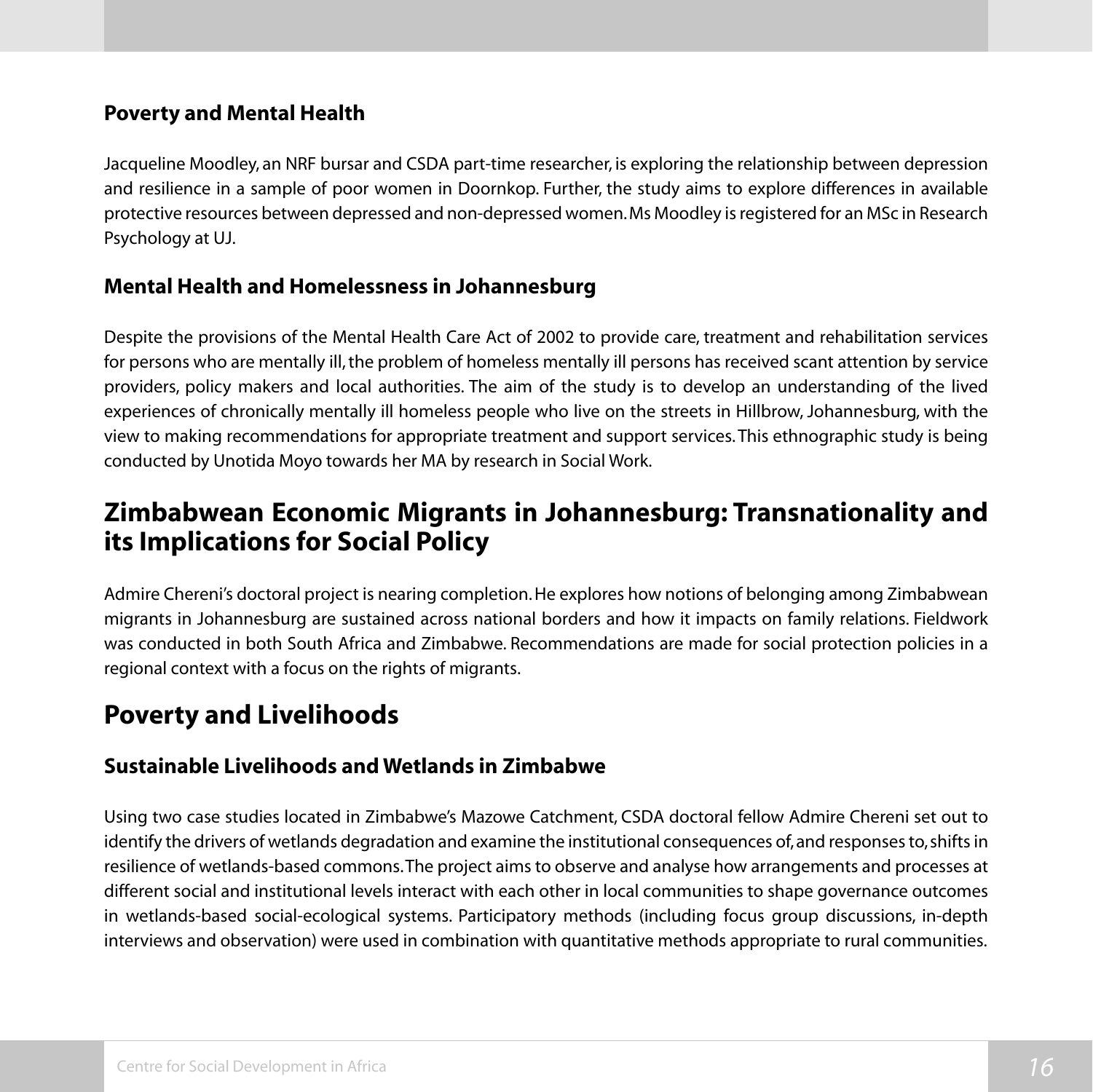### Poverty and Mental Health

Jacqueline Moodley, an NRF bursar and CSDA part-time researcher, is exploring the relationship between depression and resilience in a sample of poor women in Doornkop. Further, the study aims to explore differences in available protective resources between depressed and non-depressed women. Ms Moodley is registered for an MSc in Research Psychology at UJ.

### Mental Health and Homelessness in Johannesburg

Despite the provisions of the Mental Health Care Act of 2002 to provide care, treatment and rehabilitation services for persons who are mentally ill, the problem of homeless mentally ill persons has received scant attention by service providers, policy makers and local authorities. The aim of the study is to develop an understanding of the lived experiences of chronically mentally ill homeless people who live on the streets in Hillbrow, Johannesburg, with the view to making recommendations for appropriate treatment and support services. This ethnographic study is being conducted by Unotida Moyo towards her MA by research in Social Work.

## Zimbabwean Economic Migrants in Johannesburg: Transnationality and its Implications for Social Policy

Admire Chereni's doctoral project is nearing completion. He explores how notions of belonging among Zimbabwean migrants in Johannesburg are sustained across national borders and how it impacts on family relations. Fieldwork was conducted in both South Africa and Zimbabwe. Recommendations are made for social protection policies in a regional context with a focus on the rights of migrants.

## Poverty and Livelihoods

### Sustainable Livelihoods and Wetlands in Zimbabwe

Using two case studies located in Zimbabwe's Mazowe Catchment, CSDA doctoral fellow Admire Chereni set out to identify the drivers of wetlands degradation and examine the institutional consequences of, and responses to, shifts in resilience of wetlands-based commons. The project aims to observe and analyse how arrangements and processes at different social and institutional levels interact with each other in local communities to shape governance outcomes in wetlands-based social-ecological systems. Participatory methods (including focus group discussions, in-depth interviews and observation) were used in combination with quantitative methods appropriate to rural communities.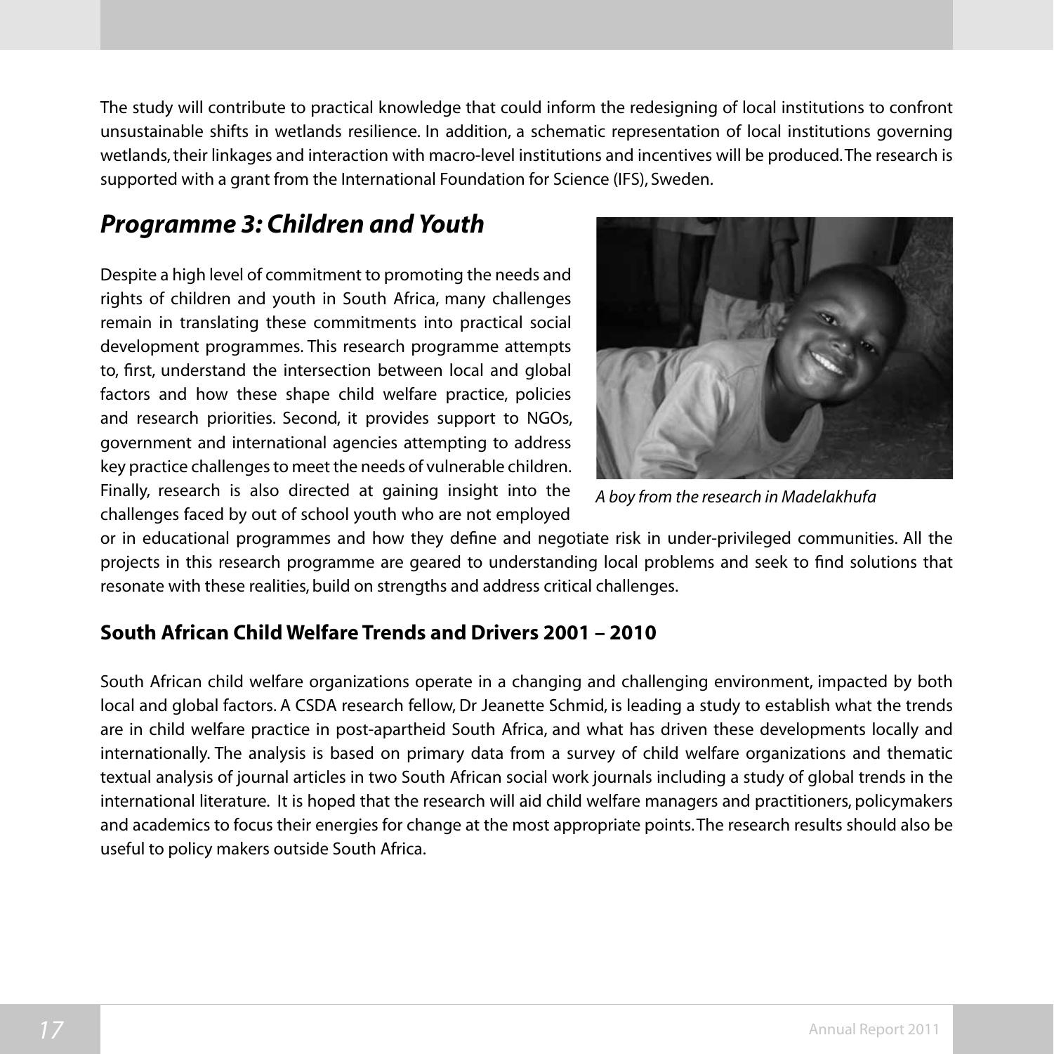The study will contribute to practical knowledge that could inform the redesigning of local institutions to confront unsustainable shifts in wetlands resilience. In addition, a schematic representation of local institutions governing wetlands, their linkages and interaction with macro-level institutions and incentives will be produced. The research is supported with a grant from the International Foundation for Science (IFS), Sweden.

## *Programme 3: Children and Youth*

Despite a high level of commitment to promoting the needs and rights of children and youth in South Africa, many challenges remain in translating these commitments into practical social development programmes. This research programme attempts to, first, understand the intersection between local and global factors and how these shape child welfare practice, policies and research priorities. Second, it provides support to NGOs, government and international agencies attempting to address key practice challenges to meet the needs of vulnerable children. Finally, research is also directed at gaining insight into the challenges faced by out of school youth who are not employed or in educational programmes and how they define and negotiate risk in under-privileged communities. All the projects in this research programme are geared to understanding local problems and seek to find solutions that resonate with these realities, build on strengths and address critical challenges.

*A boy from the research in Madelakhufa*

### South African Child Welfare Trends and Drivers 2001 – 2010

South African child welfare organizations operate in a changing and challenging environment, impacted by both local and global factors. A CSDA research fellow, Dr Jeanette Schmid, is leading a study to establish what the trends are in child welfare practice in post-apartheid South Africa, and what has driven these developments locally and internationally. The analysis is based on primary data from a survey of child welfare organizations and thematic textual analysis of journal articles in two South African social work journals including a study of global trends in the international literature. It is hoped that the research will aid child welfare managers and practitioners, policymakers and academics to focus their energies for change at the most appropriate points. The research results should also be useful to policy makers outside South Africa.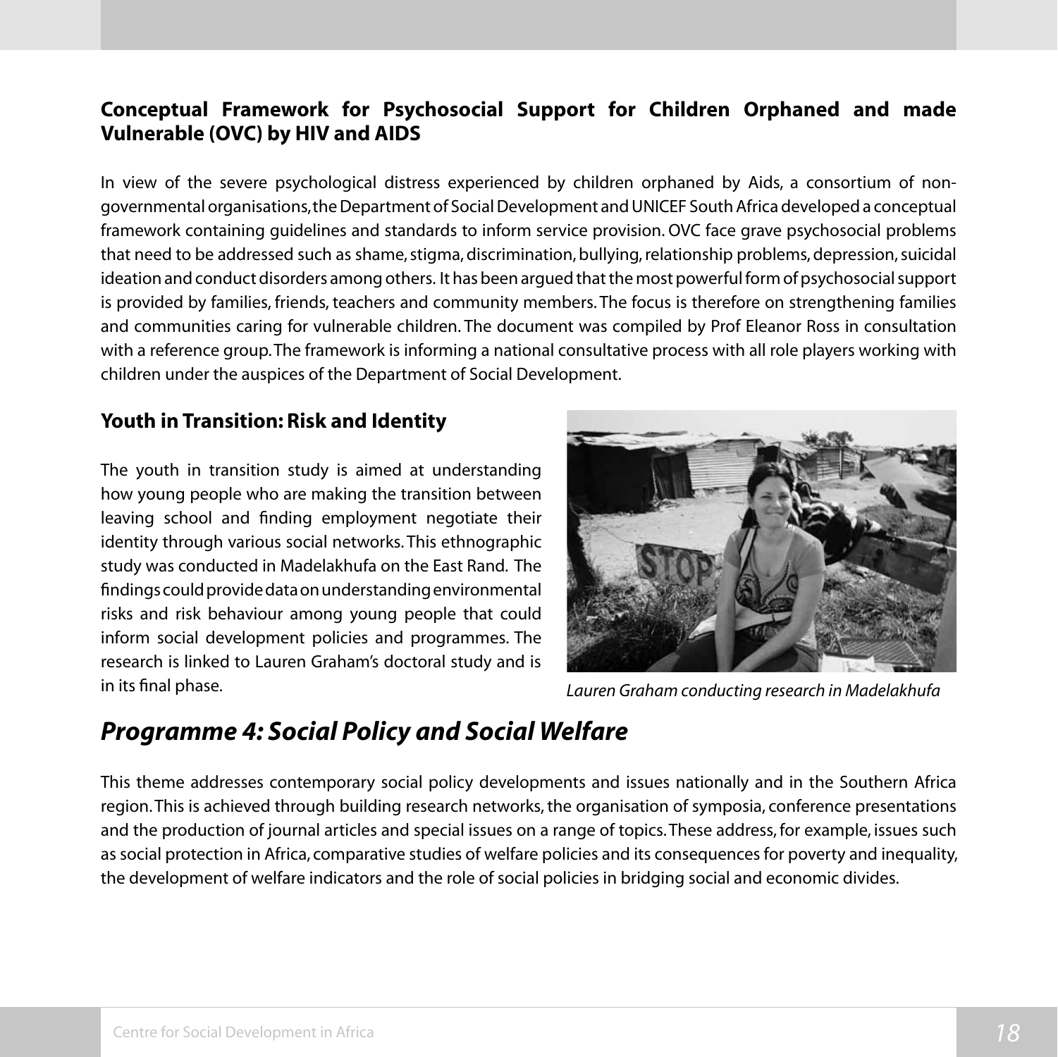### Conceptual Framework for Psychosocial Support for Children Orphaned and made Vulnerable (OVC) by HIV and AIDS

In view of the severe psychological distress experienced by children orphaned by Aids, a consortium of non-governmental organisations, the Department of Social Development and UNICEF South Africa developed a conceptual framework containing guidelines and standards to inform service provision. OVC face grave psychosocial problems that need to be addressed such as shame, stigma, discrimination, bullying, relationship problems, depression, suicidal ideation and conduct disorders among others. It has been argued that the most powerful form of psychosocial support is provided by families, friends, teachers and community members. The focus is therefore on strengthening families and communities caring for vulnerable children. The document was compiled by Prof Eleanor Ross in consultation with a reference group. The framework is informing a national consultative process with all role players working with children under the auspices of the Department of Social Development.

### Youth in Transition: Risk and Identity

The youth in transition study is aimed at understanding how young people who are making the transition between leaving school and finding employment negotiate their identity through various social networks. This ethnographic study was conducted in Madelakhufa on the East Rand. The findings could provide data on understanding environmental risks and risk behaviour among young people that could inform social development policies and programmes. The research is linked to Lauren Graham's doctoral study and is in its final phase.

*Lauren Graham conducting research in Madelakhufa*

## *Programme 4: Social Policy and Social Welfare*

This theme addresses contemporary social policy developments and issues nationally and in the Southern Africa region. This is achieved through building research networks, the organisation of symposia, conference presentations and the production of journal articles and special issues on a range of topics. These address, for example, issues such as social protection in Africa, comparative studies of welfare policies and its consequences for poverty and inequality, the development of welfare indicators and the role of social policies in bridging social and economic divides.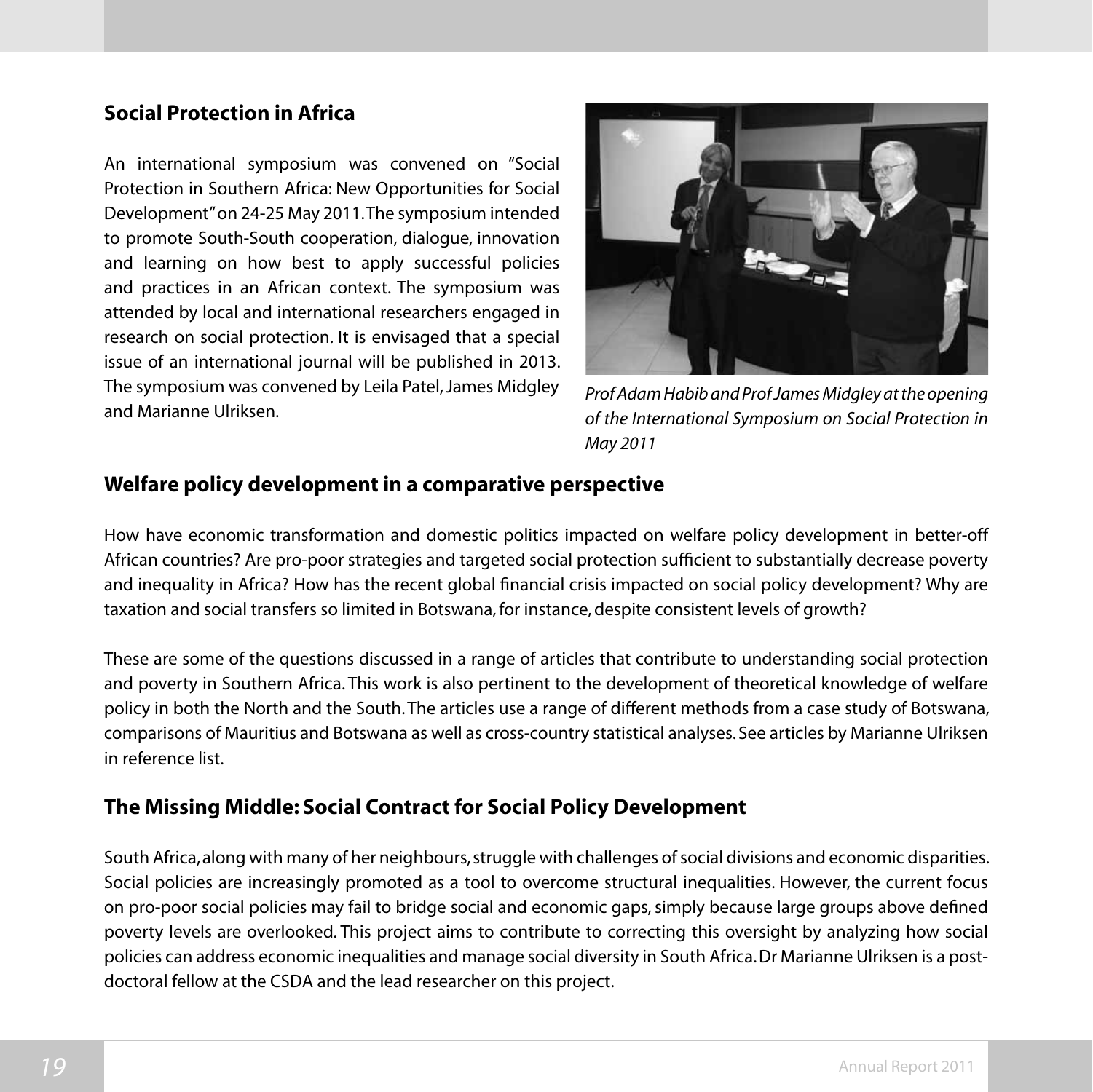## Social Protection in Africa

An international symposium was convened on "Social Protection in Southern Africa: New Opportunities for Social Development" on 24-25 May 2011. The symposium intended to promote South-South cooperation, dialogue, innovation and learning on how best to apply successful policies and practices in an African context. The symposium was attended by local and international researchers engaged in research on social protection. It is envisaged that a special issue of an international journal will be published in 2013. The symposium was convened by Leila Patel, James Midgley and Marianne Ulriksen.

*Prof Adam Habib and Prof James Midgley at the opening of the International Symposium on Social Protection in May 2011*

## Welfare policy development in a comparative perspective

How have economic transformation and domestic politics impacted on welfare policy development in better-off African countries? Are pro-poor strategies and targeted social protection sufficient to substantially decrease poverty and inequality in Africa? How has the recent global financial crisis impacted on social policy development? Why are taxation and social transfers so limited in Botswana, for instance, despite consistent levels of growth?

These are some of the questions discussed in a range of articles that contribute to understanding social protection and poverty in Southern Africa. This work is also pertinent to the development of theoretical knowledge of welfare policy in both the North and the South. The articles use a range of different methods from a case study of Botswana, comparisons of Mauritius and Botswana as well as cross-country statistical analyses. See articles by Marianne Ulriksen in reference list.

## The Missing Middle: Social Contract for Social Policy Development

South Africa, along with many of her neighbours, struggle with challenges of social divisions and economic disparities. Social policies are increasingly promoted as a tool to overcome structural inequalities. However, the current focus on pro-poor social policies may fail to bridge social and economic gaps, simply because large groups above defined poverty levels are overlooked. This project aims to contribute to correcting this oversight by analyzing how social policies can address economic inequalities and manage social diversity in South Africa. Dr Marianne Ulriksen is a post-doctoral fellow at the CSDA and the lead researcher on this project.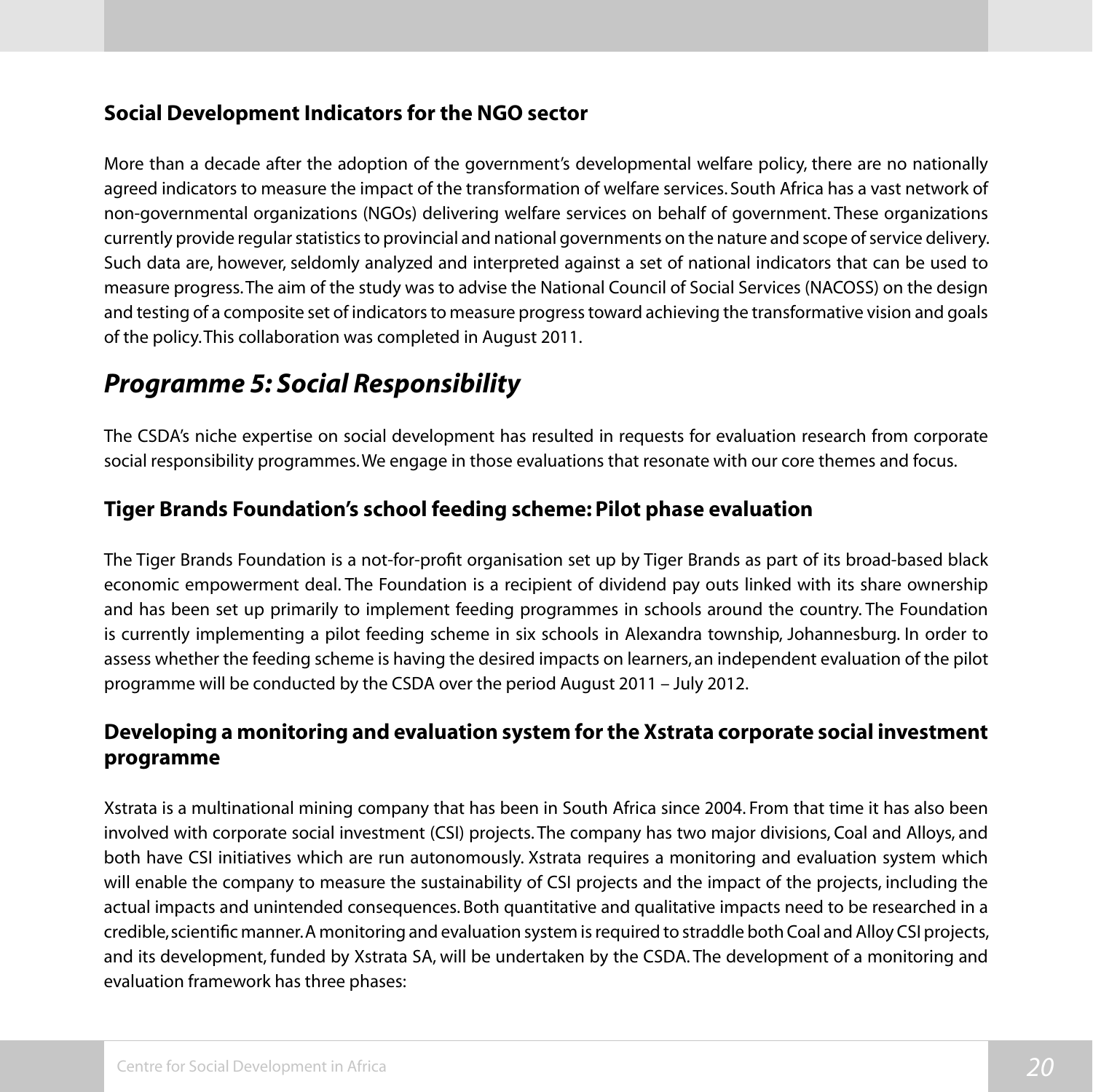### Social Development Indicators for the NGO sector

More than a decade after the adoption of the government's developmental welfare policy, there are no nationally agreed indicators to measure the impact of the transformation of welfare services. South Africa has a vast network of non-governmental organizations (NGOs) delivering welfare services on behalf of government. These organizations currently provide regular statistics to provincial and national governments on the nature and scope of service delivery. Such data are, however, seldomly analyzed and interpreted against a set of national indicators that can be used to measure progress. The aim of the study was to advise the National Council of Social Services (NACOSS) on the design and testing of a composite set of indicators to measure progress toward achieving the transformative vision and goals of the policy. This collaboration was completed in August 2011.

## *Programme 5: Social Responsibility*

The CSDA's niche expertise on social development has resulted in requests for evaluation research from corporate social responsibility programmes. We engage in those evaluations that resonate with our core themes and focus.

### Tiger Brands Foundation's school feeding scheme: Pilot phase evaluation

The Tiger Brands Foundation is a not-for-profit organisation set up by Tiger Brands as part of its broad-based black economic empowerment deal. The Foundation is a recipient of dividend pay outs linked with its share ownership and has been set up primarily to implement feeding programmes in schools around the country. The Foundation is currently implementing a pilot feeding scheme in six schools in Alexandra township, Johannesburg. In order to assess whether the feeding scheme is having the desired impacts on learners, an independent evaluation of the pilot programme will be conducted by the CSDA over the period August 2011 – July 2012.

### Developing a monitoring and evaluation system for the Xstrata corporate social investment programme

Xstrata is a multinational mining company that has been in South Africa since 2004. From that time it has also been involved with corporate social investment (CSI) projects. The company has two major divisions, Coal and Alloys, and both have CSI initiatives which are run autonomously. Xstrata requires a monitoring and evaluation system which will enable the company to measure the sustainability of CSI projects and the impact of the projects, including the actual impacts and unintended consequences. Both quantitative and qualitative impacts need to be researched in a credible, scientific manner. A monitoring and evaluation system is required to straddle both Coal and Alloy CSI projects, and its development, funded by Xstrata SA, will be undertaken by the CSDA. The development of a monitoring and evaluation framework has three phases: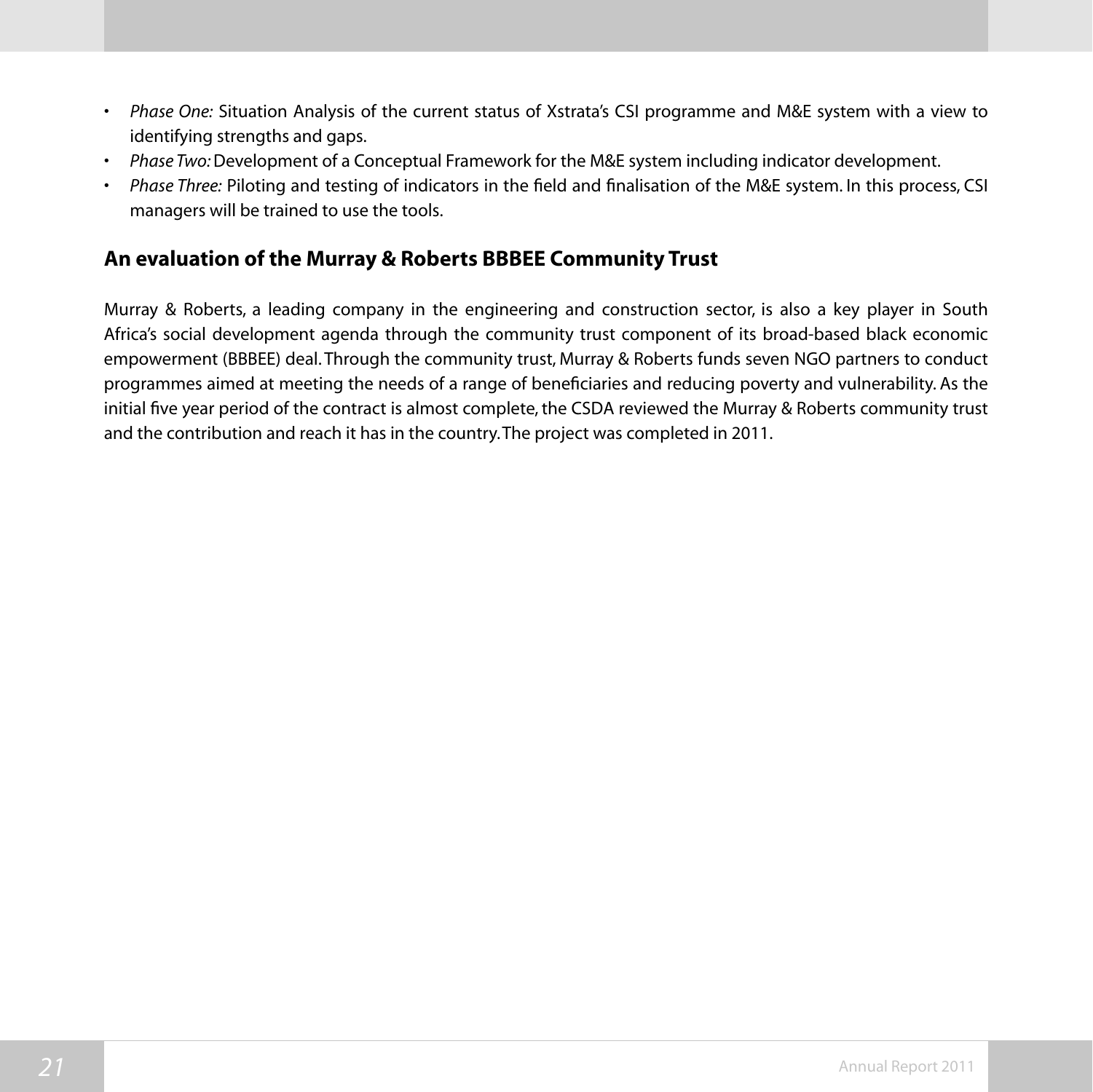- *Phase One:* Situation Analysis of the current status of Xstrata's CSI programme and M&E system with a view to identifying strengths and gaps.
- *Phase Two:* Development of a Conceptual Framework for the M&E system including indicator development.
- *Phase Three:* Piloting and testing of indicators in the field and finalisation of the M&E system. In this process, CSI managers will be trained to use the tools.

## An evaluation of the Murray & Roberts BBBEE Community Trust

Murray & Roberts, a leading company in the engineering and construction sector, is also a key player in South Africa's social development agenda through the community trust component of its broad-based black economic empowerment (BBBEE) deal. Through the community trust, Murray & Roberts funds seven NGO partners to conduct programmes aimed at meeting the needs of a range of beneficiaries and reducing poverty and vulnerability. As the initial five year period of the contract is almost complete, the CSDA reviewed the Murray & Roberts community trust and the contribution and reach it has in the country. The project was completed in 2011.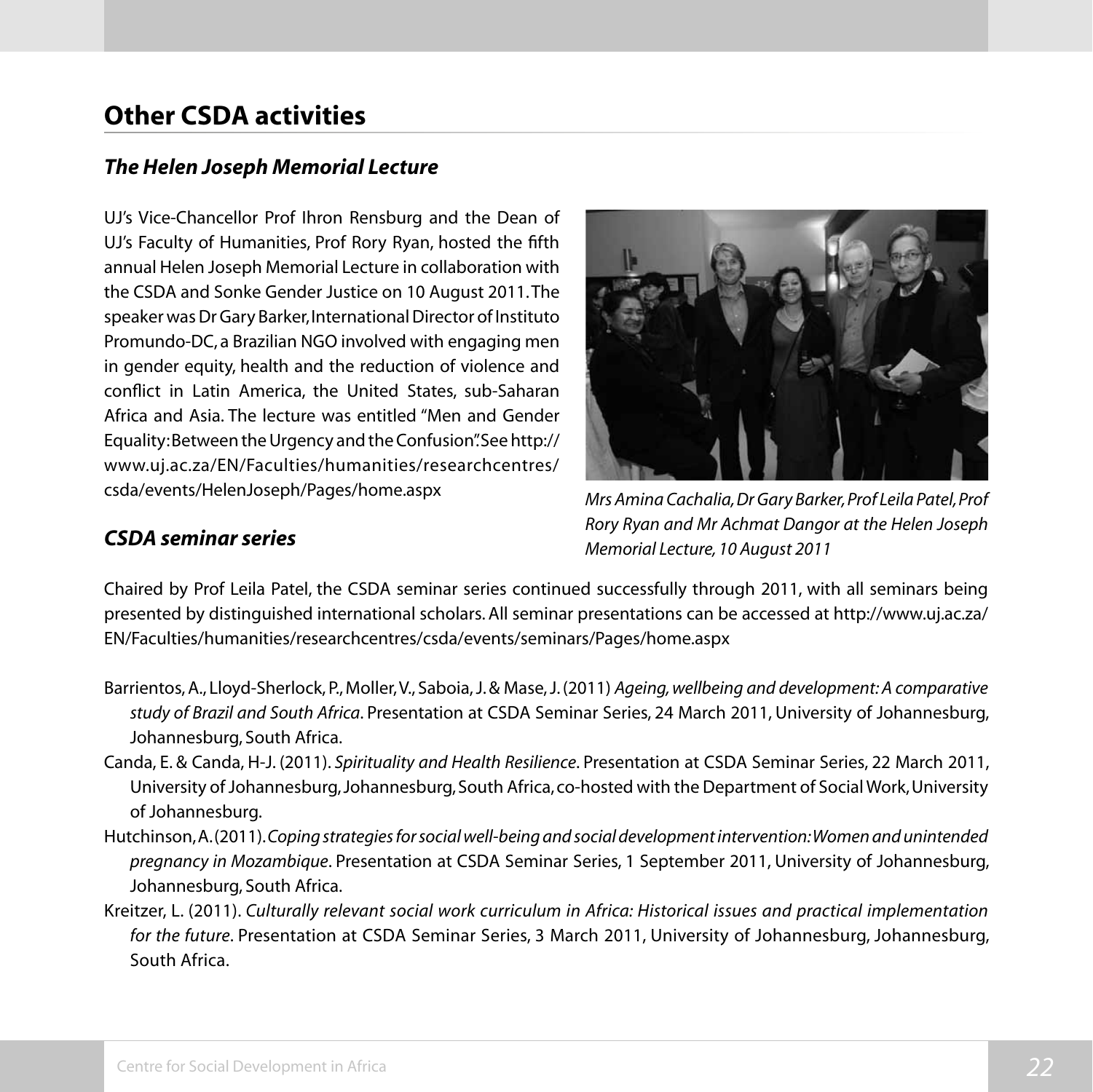## Other CSDA activities

### *The Helen Joseph Memorial Lecture*

UJ's Vice-Chancellor Prof Ihron Rensburg and the Dean of UJ's Faculty of Humanities, Prof Rory Ryan, hosted the fifth annual Helen Joseph Memorial Lecture in collaboration with the CSDA and Sonke Gender Justice on 10 August 2011. The speaker was Dr Gary Barker, International Director of Instituto Promundo-DC, a Brazilian NGO involved with engaging men in gender equity, health and the reduction of violence and conflict in Latin America, the United States, sub-Saharan Africa and Asia. The lecture was entitled "Men and Gender Equality: Between the Urgency and the Confusion". See http://www.uj.ac.za/EN/Faculties/humanities/researchcentres/csda/events/HelenJoseph/Pages/home.aspx

*Mrs Amina Cachalia, Dr Gary Barker, Prof Leila Patel, Prof Rory Ryan and Mr Achmat Dangor at the Helen Joseph Memorial Lecture, 10 August 2011*

### *CSDA seminar series*

Chaired by Prof Leila Patel, the CSDA seminar series continued successfully through 2011, with all seminars being presented by distinguished international scholars. All seminar presentations can be accessed at http://www.uj.ac.za/EN/Faculties/humanities/researchcentres/csda/events/seminars/Pages/home.aspx

Barrientos, A., Lloyd-Sherlock, P., Moller, V., Saboia, J. & Mase, J. (2011) *Ageing, wellbeing and development: A comparative study of Brazil and South Africa*. Presentation at CSDA Seminar Series, 24 March 2011, University of Johannesburg, Johannesburg, South Africa.

Canda, E. & Canda, H-J. (2011). *Spirituality and Health Resilience*. Presentation at CSDA Seminar Series, 22 March 2011, University of Johannesburg, Johannesburg, South Africa, co-hosted with the Department of Social Work, University of Johannesburg.

Hutchinson, A. (2011). *Coping strategies for social well-being and social development intervention: Women and unintended pregnancy in Mozambique*. Presentation at CSDA Seminar Series, 1 September 2011, University of Johannesburg, Johannesburg, South Africa.

Kreitzer, L. (2011). *Culturally relevant social work curriculum in Africa: Historical issues and practical implementation for the future*. Presentation at CSDA Seminar Series, 3 March 2011, University of Johannesburg, Johannesburg, South Africa.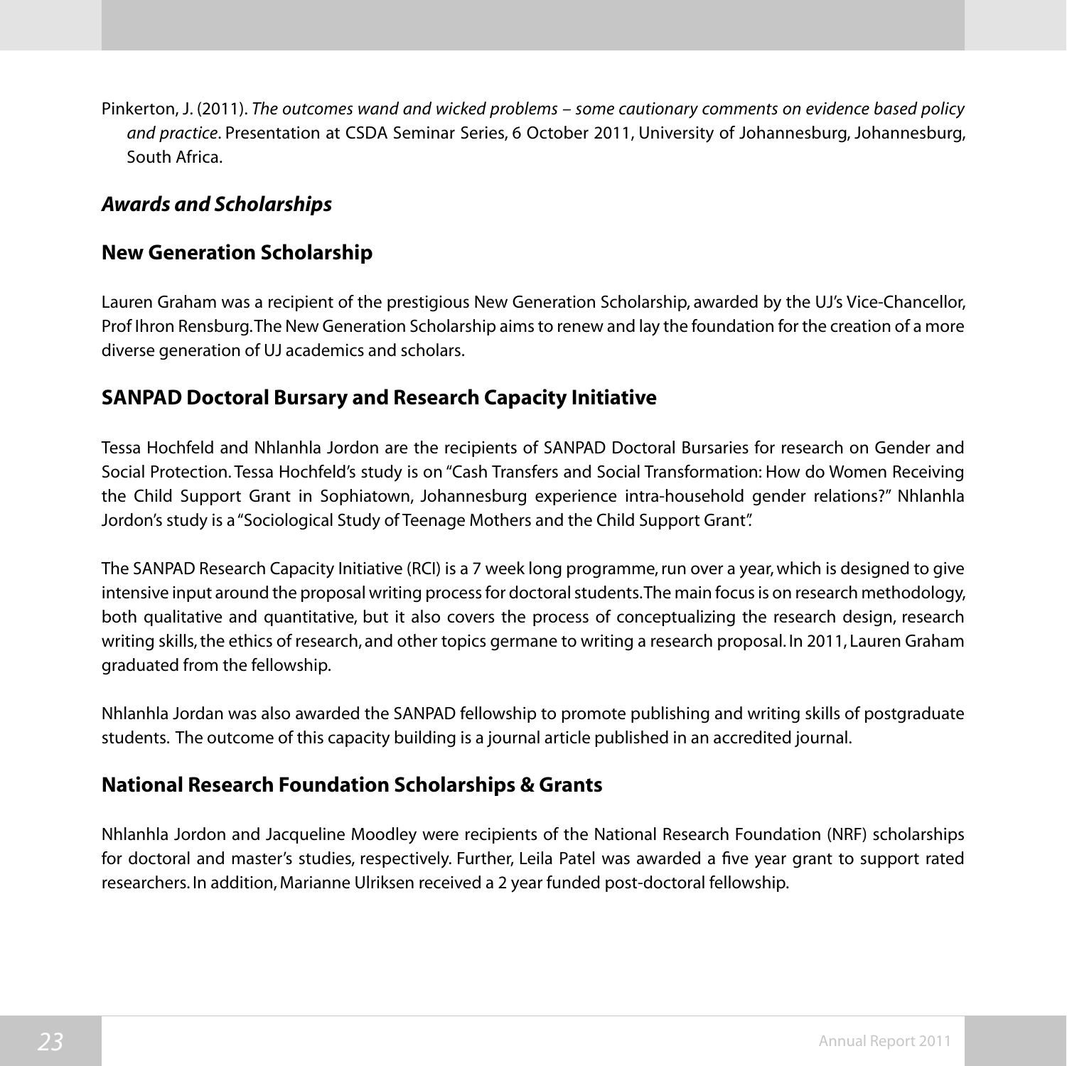Pinkerton, J. (2011). *The outcomes wand and wicked problems – some cautionary comments on evidence based policy and practice*. Presentation at CSDA Seminar Series, 6 October 2011, University of Johannesburg, Johannesburg, South Africa.

### *Awards and Scholarships*

## New Generation Scholarship

Lauren Graham was a recipient of the prestigious New Generation Scholarship, awarded by the UJ's Vice-Chancellor, Prof Ihron Rensburg. The New Generation Scholarship aims to renew and lay the foundation for the creation of a more diverse generation of UJ academics and scholars.

## SANPAD Doctoral Bursary and Research Capacity Initiative

Tessa Hochfeld and Nhlanhla Jordon are the recipients of SANPAD Doctoral Bursaries for research on Gender and Social Protection. Tessa Hochfeld's study is on "Cash Transfers and Social Transformation: How do Women Receiving the Child Support Grant in Sophiatown, Johannesburg experience intra-household gender relations?" Nhlanhla Jordon's study is a "Sociological Study of Teenage Mothers and the Child Support Grant".

The SANPAD Research Capacity Initiative (RCI) is a 7 week long programme, run over a year, which is designed to give intensive input around the proposal writing process for doctoral students. The main focus is on research methodology, both qualitative and quantitative, but it also covers the process of conceptualizing the research design, research writing skills, the ethics of research, and other topics germane to writing a research proposal. In 2011, Lauren Graham graduated from the fellowship.

Nhlanhla Jordan was also awarded the SANPAD fellowship to promote publishing and writing skills of postgraduate students. The outcome of this capacity building is a journal article published in an accredited journal.

## National Research Foundation Scholarships & Grants

Nhlanhla Jordon and Jacqueline Moodley were recipients of the National Research Foundation (NRF) scholarships for doctoral and master's studies, respectively. Further, Leila Patel was awarded a five year grant to support rated researchers. In addition, Marianne Ulriksen received a 2 year funded post-doctoral fellowship.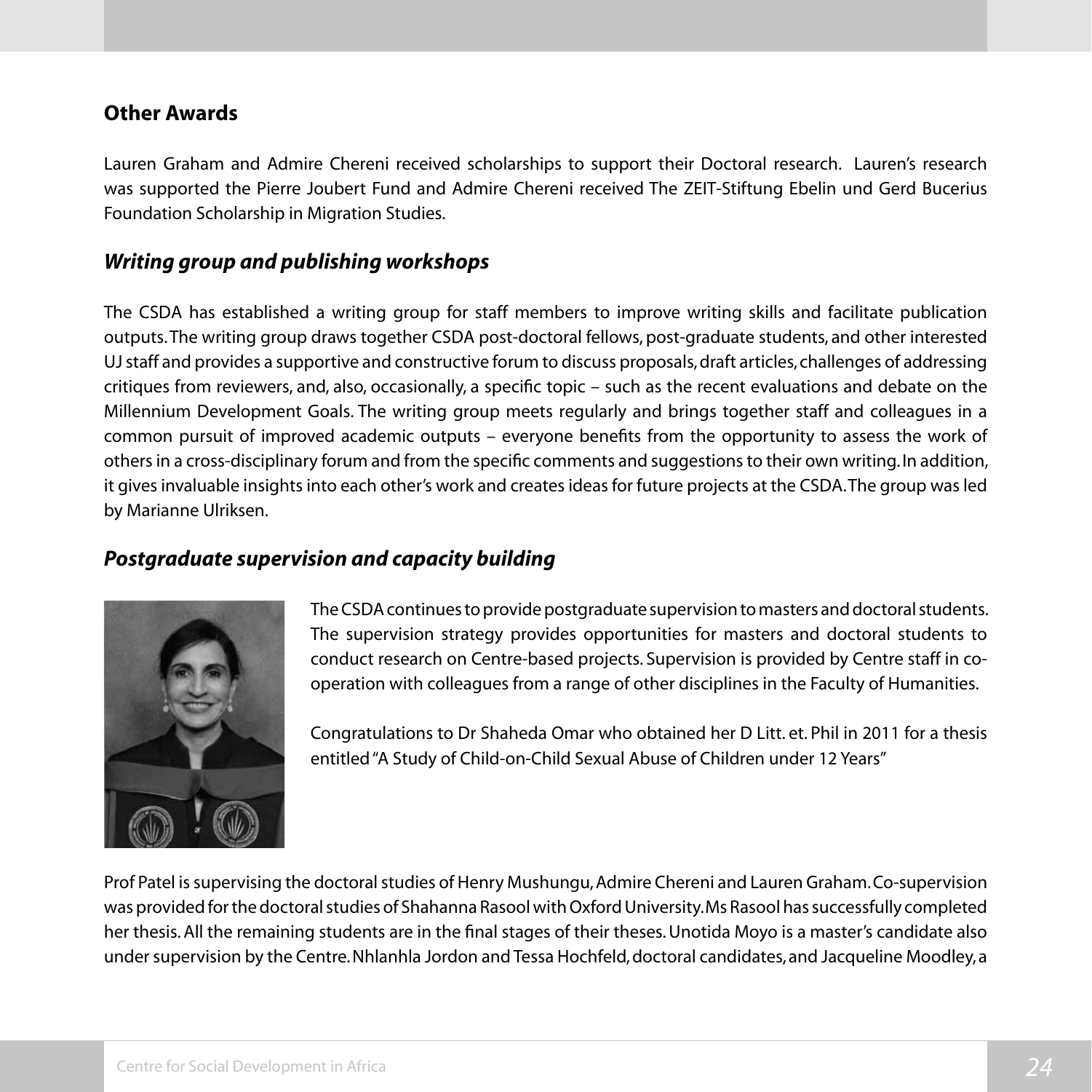## Other Awards

Lauren Graham and Admire Chereni received scholarships to support their Doctoral research. Lauren's research was supported the Pierre Joubert Fund and Admire Chereni received The ZEIT-Stiftung Ebelin und Gerd Bucerius Foundation Scholarship in Migration Studies.

## *Writing group and publishing workshops*

The CSDA has established a writing group for staff members to improve writing skills and facilitate publication outputs. The writing group draws together CSDA post-doctoral fellows, post-graduate students, and other interested UJ staff and provides a supportive and constructive forum to discuss proposals, draft articles, challenges of addressing critiques from reviewers, and, also, occasionally, a specific topic – such as the recent evaluations and debate on the Millennium Development Goals. The writing group meets regularly and brings together staff and colleagues in a common pursuit of improved academic outputs – everyone benefits from the opportunity to assess the work of others in a cross-disciplinary forum and from the specific comments and suggestions to their own writing. In addition, it gives invaluable insights into each other's work and creates ideas for future projects at the CSDA. The group was led by Marianne Ulriksen.

## *Postgraduate supervision and capacity building*

The CSDA continues to provide postgraduate supervision to masters and doctoral students. The supervision strategy provides opportunities for masters and doctoral students to conduct research on Centre-based projects. Supervision is provided by Centre staff in co-operation with colleagues from a range of other disciplines in the Faculty of Humanities.

Congratulations to Dr Shaheda Omar who obtained her D Litt. et. Phil in 2011 for a thesis entitled "A Study of Child-on-Child Sexual Abuse of Children under 12 Years"

Prof Patel is supervising the doctoral studies of Henry Mushungu, Admire Chereni and Lauren Graham. Co-supervision was provided for the doctoral studies of Shahanna Rasool with Oxford University. Ms Rasool has successfully completed her thesis. All the remaining students are in the final stages of their theses. Unotida Moyo is a master's candidate also under supervision by the Centre. Nhlanhla Jordon and Tessa Hochfeld, doctoral candidates, and Jacqueline Moodley, a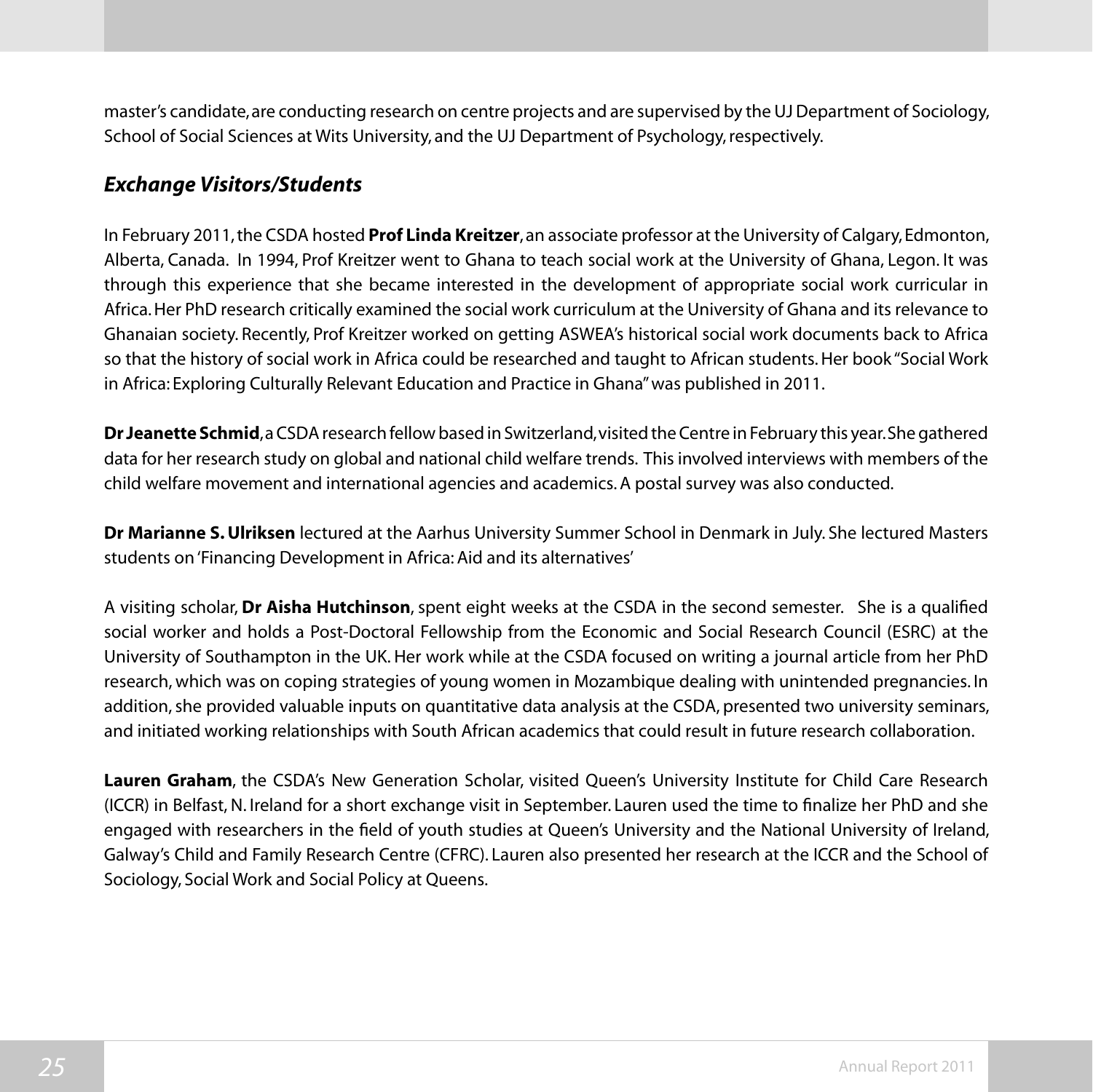master's candidate, are conducting research on centre projects and are supervised by the UJ Department of Sociology, School of Social Sciences at Wits University, and the UJ Department of Psychology, respectively.

### *Exchange Visitors/Students*

In February 2011, the CSDA hosted **Prof Linda Kreitzer**, an associate professor at the University of Calgary, Edmonton, Alberta, Canada. In 1994, Prof Kreitzer went to Ghana to teach social work at the University of Ghana, Legon. It was through this experience that she became interested in the development of appropriate social work curricular in Africa. Her PhD research critically examined the social work curriculum at the University of Ghana and its relevance to Ghanaian society. Recently, Prof Kreitzer worked on getting ASWEA's historical social work documents back to Africa so that the history of social work in Africa could be researched and taught to African students. Her book "Social Work in Africa: Exploring Culturally Relevant Education and Practice in Ghana" was published in 2011.

**Dr Jeanette Schmid**, a CSDA research fellow based in Switzerland, visited the Centre in February this year. She gathered data for her research study on global and national child welfare trends. This involved interviews with members of the child welfare movement and international agencies and academics. A postal survey was also conducted.

**Dr Marianne S. Ulriksen** lectured at the Aarhus University Summer School in Denmark in July. She lectured Masters students on 'Financing Development in Africa: Aid and its alternatives'

A visiting scholar, **Dr Aisha Hutchinson**, spent eight weeks at the CSDA in the second semester. She is a qualified social worker and holds a Post-Doctoral Fellowship from the Economic and Social Research Council (ESRC) at the University of Southampton in the UK. Her work while at the CSDA focused on writing a journal article from her PhD research, which was on coping strategies of young women in Mozambique dealing with unintended pregnancies. In addition, she provided valuable inputs on quantitative data analysis at the CSDA, presented two university seminars, and initiated working relationships with South African academics that could result in future research collaboration.

**Lauren Graham**, the CSDA's New Generation Scholar, visited Queen's University Institute for Child Care Research (ICCR) in Belfast, N. Ireland for a short exchange visit in September. Lauren used the time to finalize her PhD and she engaged with researchers in the field of youth studies at Queen's University and the National University of Ireland, Galway's Child and Family Research Centre (CFRC). Lauren also presented her research at the ICCR and the School of Sociology, Social Work and Social Policy at Queens.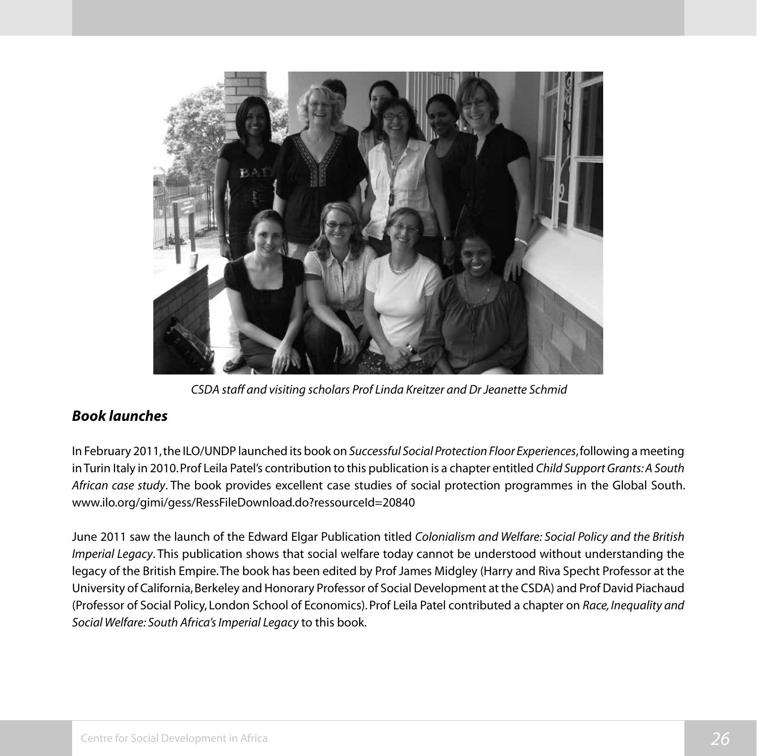*CSDA staff and visiting scholars Prof Linda Kreitzer and Dr Jeanette Schmid*

### ***Book launches***

In February 2011, the ILO/UNDP launched its book on *Successful Social Protection Floor Experiences*, following a meeting in Turin Italy in 2010. Prof Leila Patel's contribution to this publication is a chapter entitled *Child Support Grants: A South African case study*. The book provides excellent case studies of social protection programmes in the Global South. www.ilo.org/gimi/gess/RessFileDownload.do?ressourceId=20840

June 2011 saw the launch of the Edward Elgar Publication titled *Colonialism and Welfare: Social Policy and the British Imperial Legacy*. This publication shows that social welfare today cannot be understood without understanding the legacy of the British Empire. The book has been edited by Prof James Midgley (Harry and Riva Specht Professor at the University of California, Berkeley and Honorary Professor of Social Development at the CSDA) and Prof David Piachaud (Professor of Social Policy, London School of Economics). Prof Leila Patel contributed a chapter on *Race, Inequality and Social Welfare: South Africa's Imperial Legacy* to this book.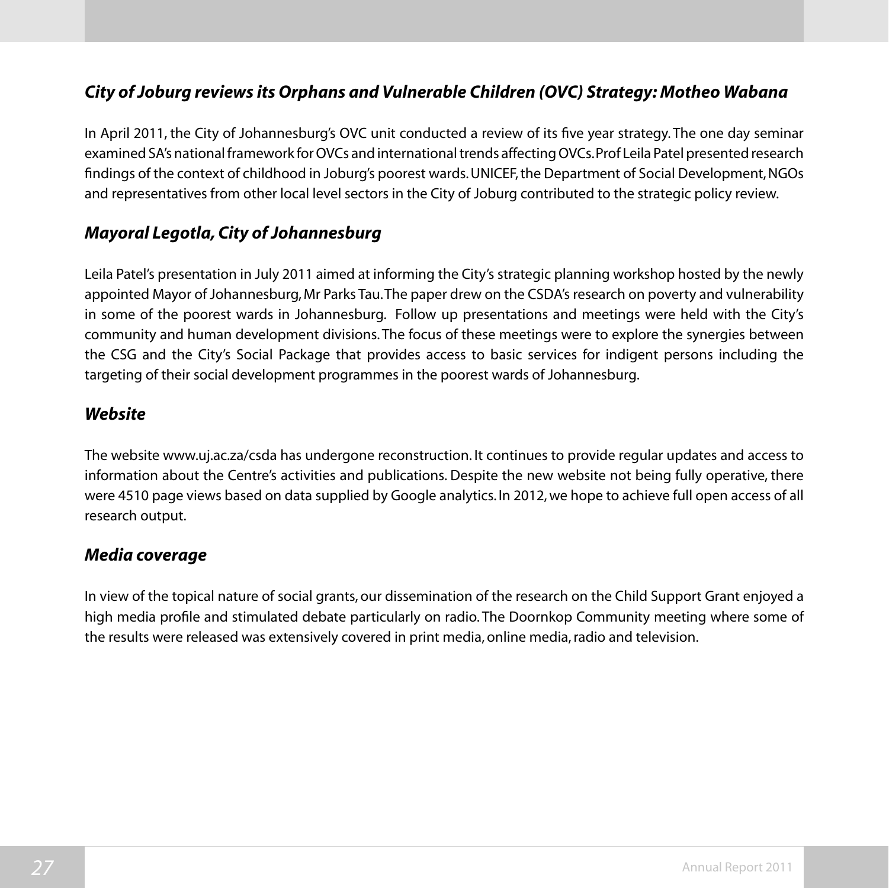### *City of Joburg reviews its Orphans and Vulnerable Children (OVC) Strategy: Motheo Wabana*

In April 2011, the City of Johannesburg's OVC unit conducted a review of its five year strategy. The one day seminar examined SA's national framework for OVCs and international trends affecting OVCs. Prof Leila Patel presented research findings of the context of childhood in Joburg's poorest wards. UNICEF, the Department of Social Development, NGOs and representatives from other local level sectors in the City of Joburg contributed to the strategic policy review.

### *Mayoral Legotla, City of Johannesburg*

Leila Patel's presentation in July 2011 aimed at informing the City's strategic planning workshop hosted by the newly appointed Mayor of Johannesburg, Mr Parks Tau. The paper drew on the CSDA's research on poverty and vulnerability in some of the poorest wards in Johannesburg. Follow up presentations and meetings were held with the City's community and human development divisions. The focus of these meetings were to explore the synergies between the CSG and the City's Social Package that provides access to basic services for indigent persons including the targeting of their social development programmes in the poorest wards of Johannesburg.

### *Website*

The website www.uj.ac.za/csda has undergone reconstruction. It continues to provide regular updates and access to information about the Centre's activities and publications. Despite the new website not being fully operative, there were 4510 page views based on data supplied by Google analytics. In 2012, we hope to achieve full open access of all research output.

### *Media coverage*

In view of the topical nature of social grants, our dissemination of the research on the Child Support Grant enjoyed a high media profile and stimulated debate particularly on radio. The Doornkop Community meeting where some of the results were released was extensively covered in print media, online media, radio and television.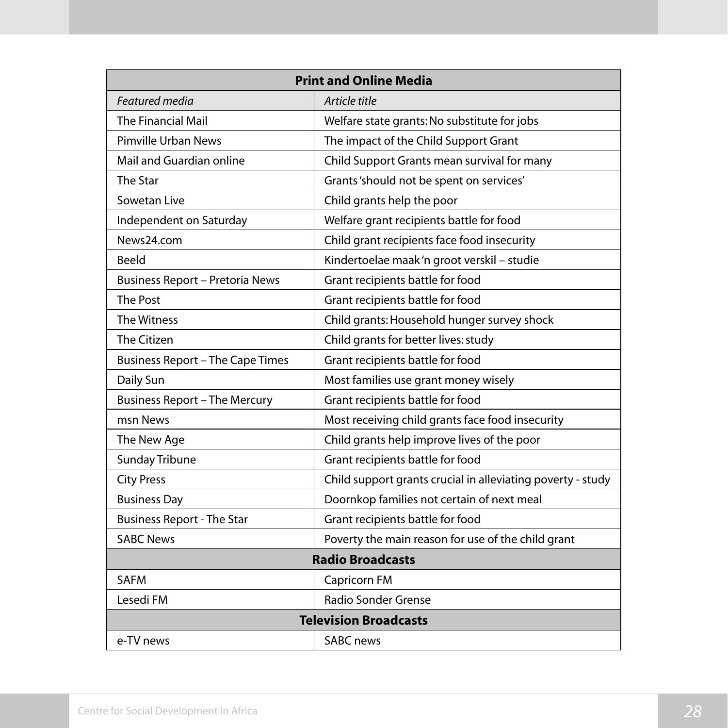| Print and Online Media | |
|---|---|
| *Featured media* | *Article title* |
| The Financial Mail | Welfare state grants: No substitute for jobs |
| Pimville Urban News | The impact of the Child Support Grant |
| Mail and Guardian online | Child Support Grants mean survival for many |
| The Star | Grants 'should not be spent on services' |
| Sowetan Live | Child grants help the poor |
| Independent on Saturday | Welfare grant recipients battle for food |
| News24.com | Child grant recipients face food insecurity |
| Beeld | Kindertoelae maak 'n groot verskil – studie |
| Business Report – Pretoria News | Grant recipients battle for food |
| The Post | Grant recipients battle for food |
| The Witness | Child grants: Household hunger survey shock |
| The Citizen | Child grants for better lives: study |
| Business Report – The Cape Times | Grant recipients battle for food |
| Daily Sun | Most families use grant money wisely |
| Business Report – The Mercury | Grant recipients battle for food |
| msn News | Most receiving child grants face food insecurity |
| The New Age | Child grants help improve lives of the poor |
| Sunday Tribune | Grant recipients battle for food |
| City Press | Child support grants crucial in alleviating poverty - study |
| Business Day | Doornkop families not certain of next meal |
| Business Report - The Star | Grant recipients battle for food |
| SABC News | Poverty the main reason for use of the child grant |
| **Radio Broadcasts** | |
| SAFM | Capricorn FM |
| Lesedi FM | Radio Sonder Grense |
| **Television Broadcasts** | |
| e-TV news | SABC news |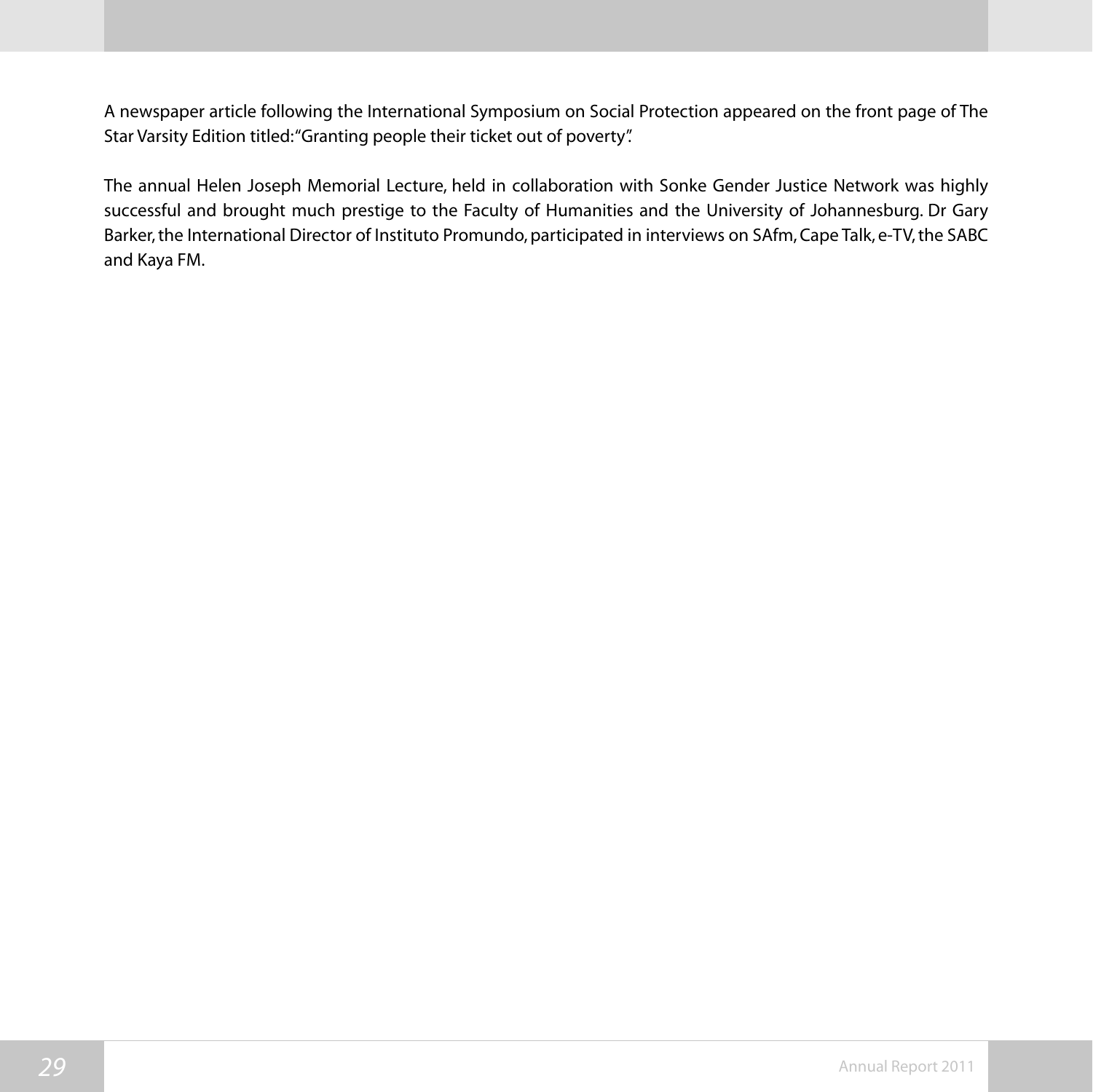A newspaper article following the International Symposium on Social Protection appeared on the front page of The Star Varsity Edition titled: "Granting people their ticket out of poverty".

The annual Helen Joseph Memorial Lecture, held in collaboration with Sonke Gender Justice Network was highly successful and brought much prestige to the Faculty of Humanities and the University of Johannesburg. Dr Gary Barker, the International Director of Instituto Promundo, participated in interviews on SAfm, Cape Talk, e-TV, the SABC and Kaya FM.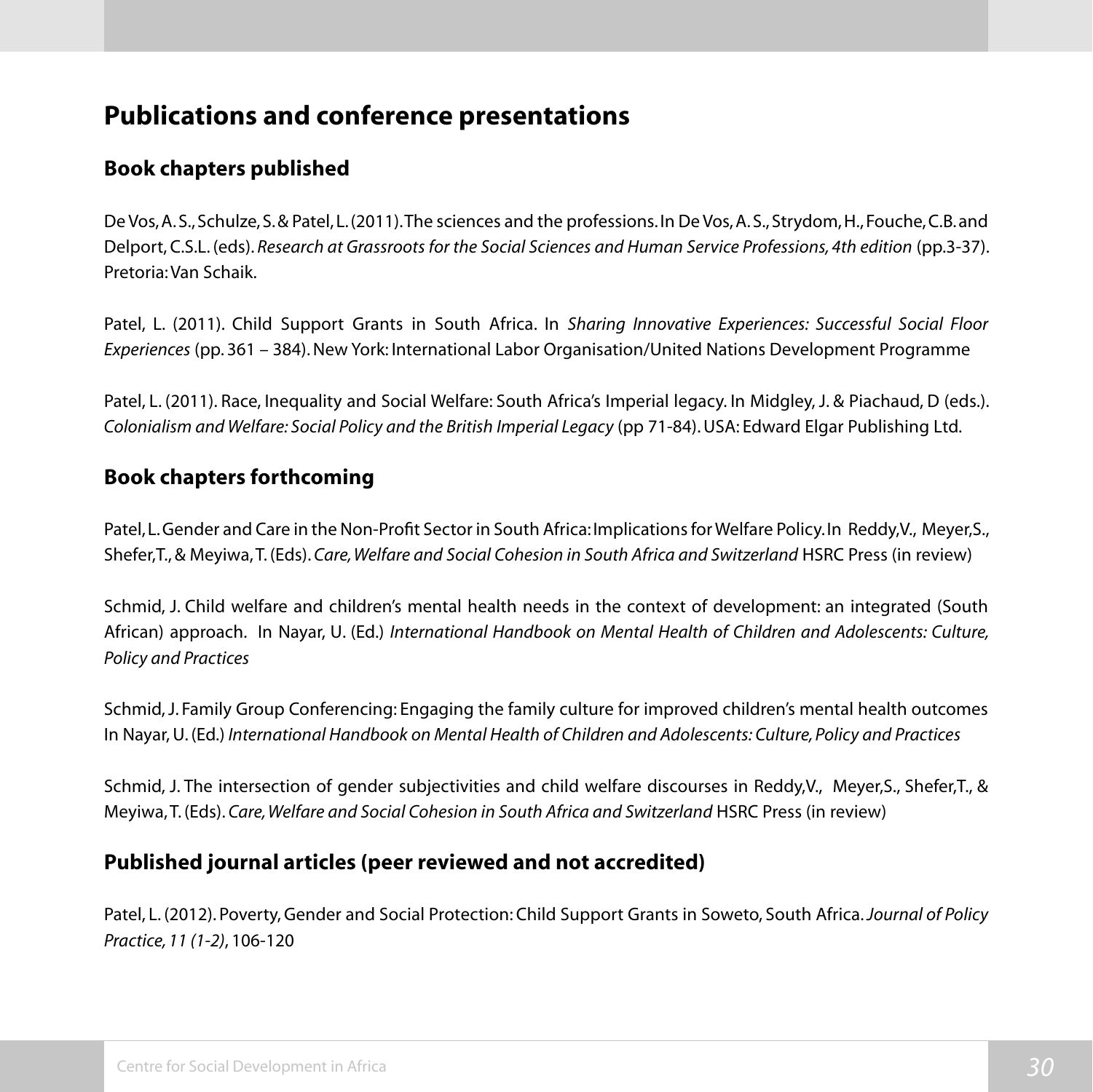# Publications and conference presentations

## Book chapters published

De Vos, A. S., Schulze, S. & Patel, L. (2011). The sciences and the professions. In De Vos, A. S., Strydom, H., Fouche, C.B. and Delport, C.S.L. (eds). *Research at Grassroots for the Social Sciences and Human Service Professions, 4th edition* (pp.3-37). Pretoria: Van Schaik.

Patel, L. (2011). Child Support Grants in South Africa. In *Sharing Innovative Experiences: Successful Social Floor Experiences* (pp. 361 – 384). New York: International Labor Organisation/United Nations Development Programme

Patel, L. (2011). Race, Inequality and Social Welfare: South Africa's Imperial legacy. In Midgley, J. & Piachaud, D (eds.). *Colonialism and Welfare: Social Policy and the British Imperial Legacy* (pp 71-84). USA: Edward Elgar Publishing Ltd.

## Book chapters forthcoming

Patel, L. Gender and Care in the Non-Profit Sector in South Africa: Implications for Welfare Policy. In Reddy,V., Meyer,S., Shefer,T., & Meyiwa, T. (Eds). *Care, Welfare and Social Cohesion in South Africa and Switzerland* HSRC Press (in review)

Schmid, J. Child welfare and children's mental health needs in the context of development: an integrated (South African) approach. In Nayar, U. (Ed.) *International Handbook on Mental Health of Children and Adolescents: Culture, Policy and Practices*

Schmid, J. Family Group Conferencing: Engaging the family culture for improved children's mental health outcomes In Nayar, U. (Ed.) *International Handbook on Mental Health of Children and Adolescents: Culture, Policy and Practices*

Schmid, J. The intersection of gender subjectivities and child welfare discourses in Reddy,V., Meyer,S., Shefer,T., & Meyiwa, T. (Eds). *Care, Welfare and Social Cohesion in South Africa and Switzerland* HSRC Press (in review)

## Published journal articles (peer reviewed and not accredited)

Patel, L. (2012). Poverty, Gender and Social Protection: Child Support Grants in Soweto, South Africa. *Journal of Policy Practice, 11 (1-2)*, 106-120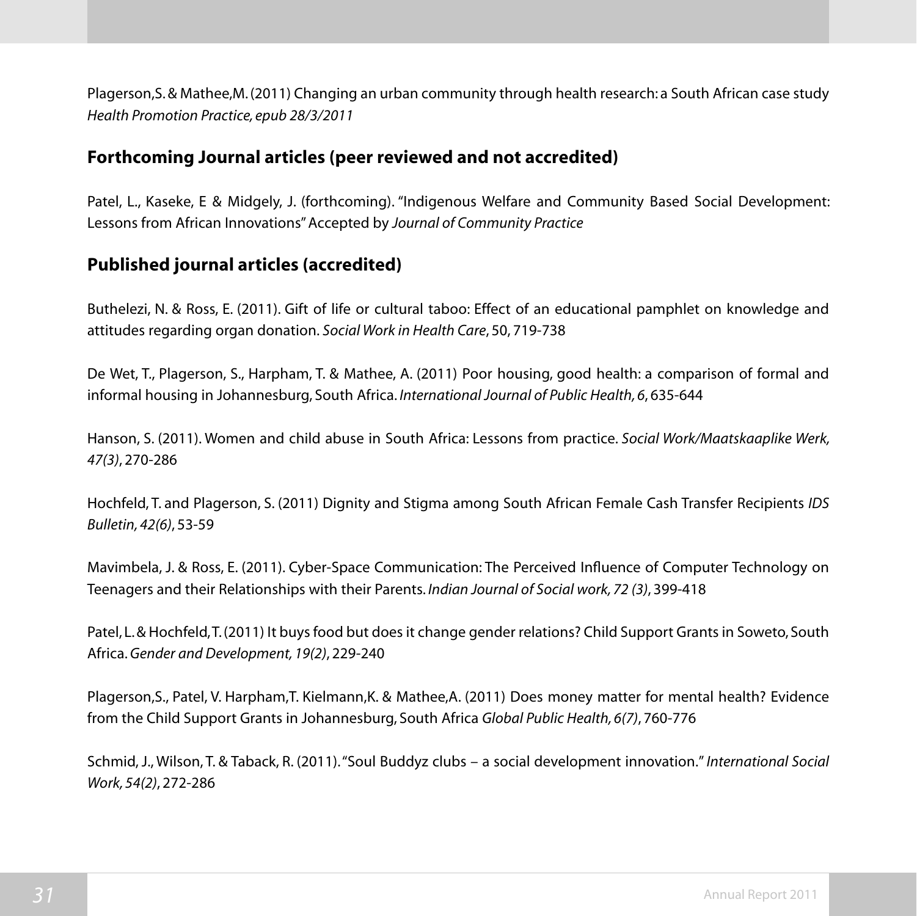Plagerson,S. & Mathee,M. (2011) Changing an urban community through health research: a South African case study *Health Promotion Practice, epub 28/3/2011*

## Forthcoming Journal articles (peer reviewed and not accredited)

Patel, L., Kaseke, E & Midgely, J. (forthcoming). "Indigenous Welfare and Community Based Social Development: Lessons from African Innovations" Accepted by *Journal of Community Practice*

## Published journal articles (accredited)

Buthelezi, N. & Ross, E. (2011). Gift of life or cultural taboo: Effect of an educational pamphlet on knowledge and attitudes regarding organ donation. *Social Work in Health Care*, 50, 719-738

De Wet, T., Plagerson, S., Harpham, T. & Mathee, A. (2011) Poor housing, good health: a comparison of formal and informal housing in Johannesburg, South Africa. *International Journal of Public Health, 6*, 635-644

Hanson, S. (2011). Women and child abuse in South Africa: Lessons from practice. *Social Work/Maatskaaplike Werk, 47(3)*, 270-286

Hochfeld, T. and Plagerson, S. (2011) Dignity and Stigma among South African Female Cash Transfer Recipients *IDS Bulletin, 42(6)*, 53-59

Mavimbela, J. & Ross, E. (2011). Cyber-Space Communication: The Perceived Influence of Computer Technology on Teenagers and their Relationships with their Parents. *Indian Journal of Social work, 72 (3)*, 399-418

Patel, L. & Hochfeld, T. (2011) It buys food but does it change gender relations? Child Support Grants in Soweto, South Africa. *Gender and Development, 19(2)*, 229-240

Plagerson,S., Patel, V. Harpham,T. Kielmann,K. & Mathee,A. (2011) Does money matter for mental health? Evidence from the Child Support Grants in Johannesburg, South Africa *Global Public Health, 6(7)*, 760-776

Schmid, J., Wilson, T. & Taback, R. (2011). "Soul Buddyz clubs – a social development innovation." *International Social Work, 54(2)*, 272-286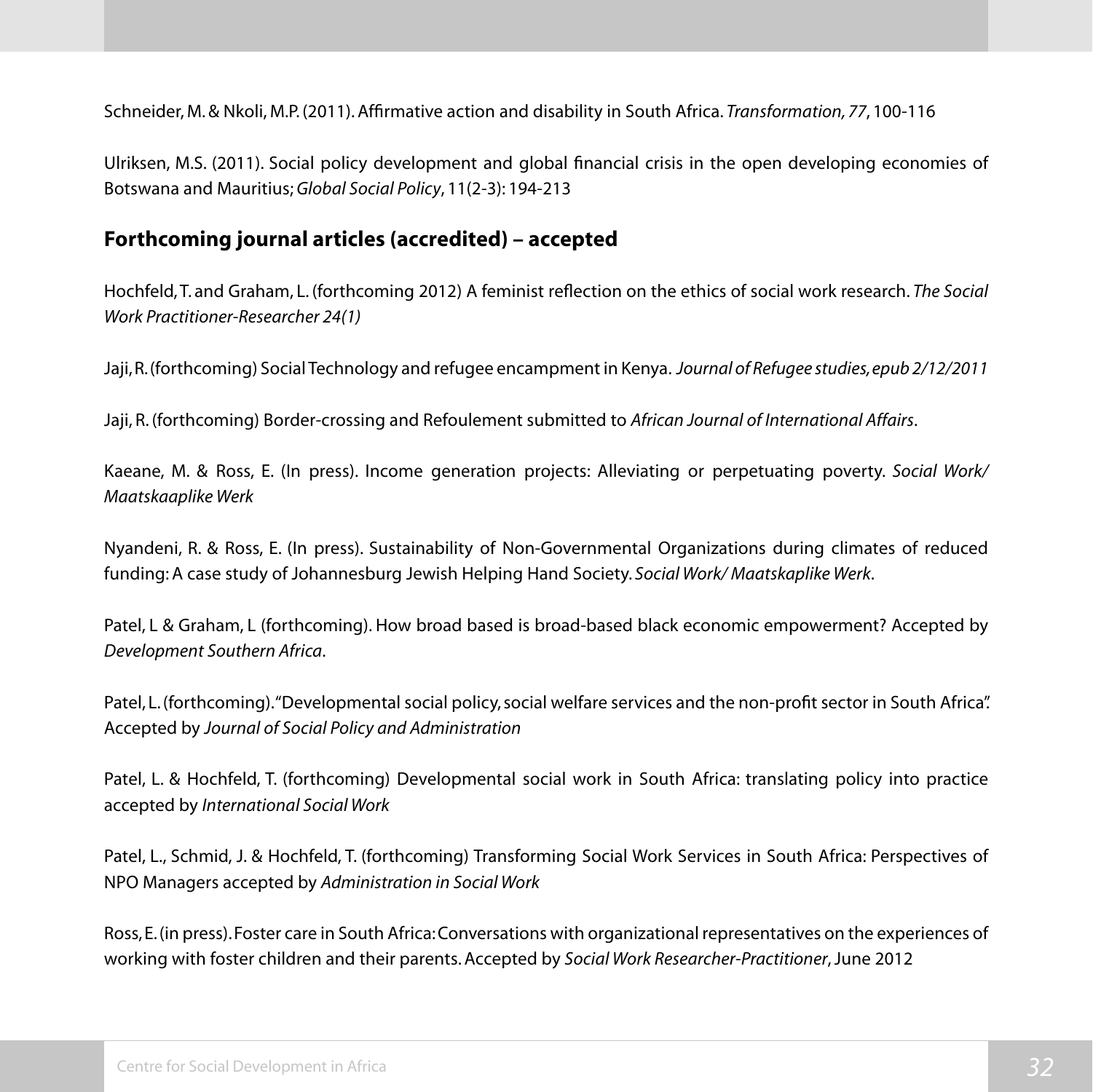Schneider, M. & Nkoli, M.P. (2011). Affirmative action and disability in South Africa. *Transformation, 77*, 100-116

Ulriksen, M.S. (2011). Social policy development and global financial crisis in the open developing economies of Botswana and Mauritius; *Global Social Policy*, 11(2-3): 194-213

## Forthcoming journal articles (accredited) – accepted

Hochfeld, T. and Graham, L. (forthcoming 2012) A feminist reflection on the ethics of social work research. *The Social Work Practitioner-Researcher 24(1)*

Jaji, R. (forthcoming) Social Technology and refugee encampment in Kenya. *Journal of Refugee studies, epub 2/12/2011*

Jaji, R. (forthcoming) Border-crossing and Refoulement submitted to *African Journal of International Affairs*.

Kaeane, M. & Ross, E. (In press). Income generation projects: Alleviating or perpetuating poverty. *Social Work/ Maatskaaplike Werk*

Nyandeni, R. & Ross, E. (In press). Sustainability of Non-Governmental Organizations during climates of reduced funding: A case study of Johannesburg Jewish Helping Hand Society. *Social Work/ Maatskaplike Werk*.

Patel, L & Graham, L (forthcoming). How broad based is broad-based black economic empowerment? Accepted by *Development Southern Africa*.

Patel, L. (forthcoming). "Developmental social policy, social welfare services and the non-profit sector in South Africa". Accepted by *Journal of Social Policy and Administration*

Patel, L. & Hochfeld, T. (forthcoming) Developmental social work in South Africa: translating policy into practice accepted by *International Social Work*

Patel, L., Schmid, J. & Hochfeld, T. (forthcoming) Transforming Social Work Services in South Africa: Perspectives of NPO Managers accepted by *Administration in Social Work*

Ross, E. (in press). Foster care in South Africa: Conversations with organizational representatives on the experiences of working with foster children and their parents. Accepted by *Social Work Researcher-Practitioner*, June 2012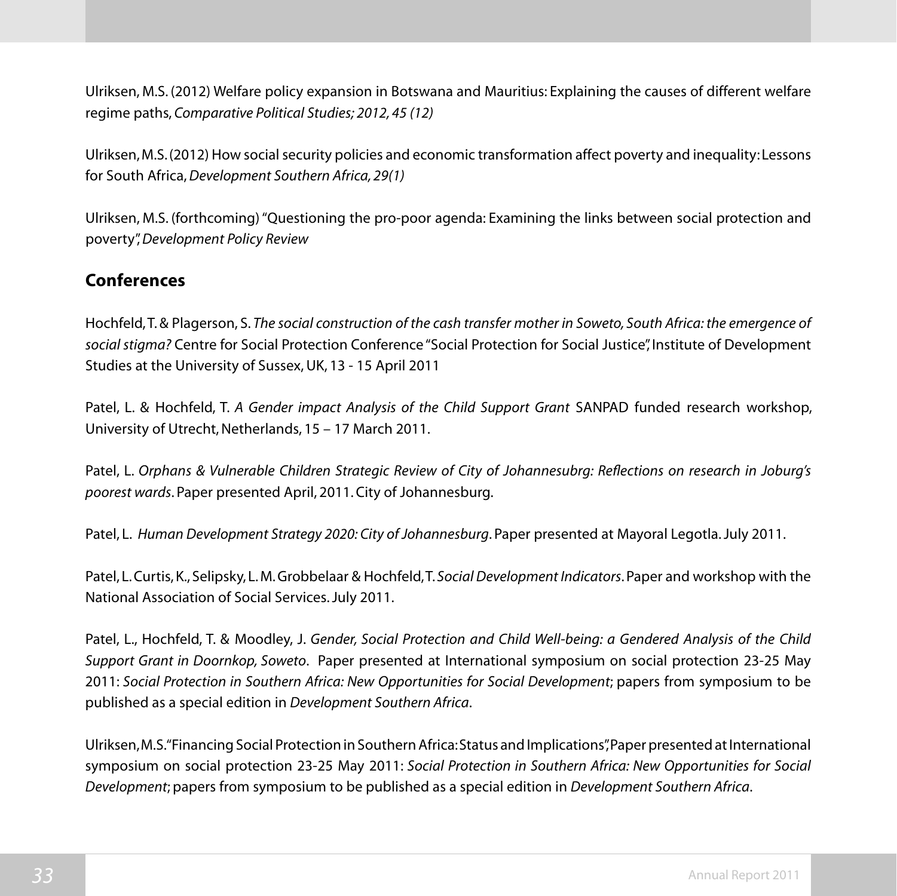Ulriksen, M.S. (2012) Welfare policy expansion in Botswana and Mauritius: Explaining the causes of different welfare regime paths, *Comparative Political Studies; 2012, 45 (12)*

Ulriksen, M.S. (2012) How social security policies and economic transformation affect poverty and inequality: Lessons for South Africa, *Development Southern Africa, 29(1)*

Ulriksen, M.S. (forthcoming) "Questioning the pro-poor agenda: Examining the links between social protection and poverty", *Development Policy Review*

## Conferences

Hochfeld, T. & Plagerson, S. *The social construction of the cash transfer mother in Soweto, South Africa: the emergence of social stigma?* Centre for Social Protection Conference "Social Protection for Social Justice", Institute of Development Studies at the University of Sussex, UK, 13 - 15 April 2011

Patel, L. & Hochfeld, T. *A Gender impact Analysis of the Child Support Grant* SANPAD funded research workshop, University of Utrecht, Netherlands, 15 – 17 March 2011.

Patel, L. *Orphans & Vulnerable Children Strategic Review of City of Johannesubrg: Reflections on research in Joburg's poorest wards*. Paper presented April, 2011. City of Johannesburg.

Patel, L. *Human Development Strategy 2020: City of Johannesburg*. Paper presented at Mayoral Legotla. July 2011.

Patel, L. Curtis, K., Selipsky, L. M. Grobbelaar & Hochfeld, T. *Social Development Indicators*. Paper and workshop with the National Association of Social Services. July 2011.

Patel, L., Hochfeld, T. & Moodley, J. *Gender, Social Protection and Child Well-being: a Gendered Analysis of the Child Support Grant in Doornkop, Soweto*. Paper presented at International symposium on social protection 23-25 May 2011: *Social Protection in Southern Africa: New Opportunities for Social Development*; papers from symposium to be published as a special edition in *Development Southern Africa*.

Ulriksen, M.S. "Financing Social Protection in Southern Africa: Status and Implications", Paper presented at International symposium on social protection 23-25 May 2011: *Social Protection in Southern Africa: New Opportunities for Social Development*; papers from symposium to be published as a special edition in *Development Southern Africa*.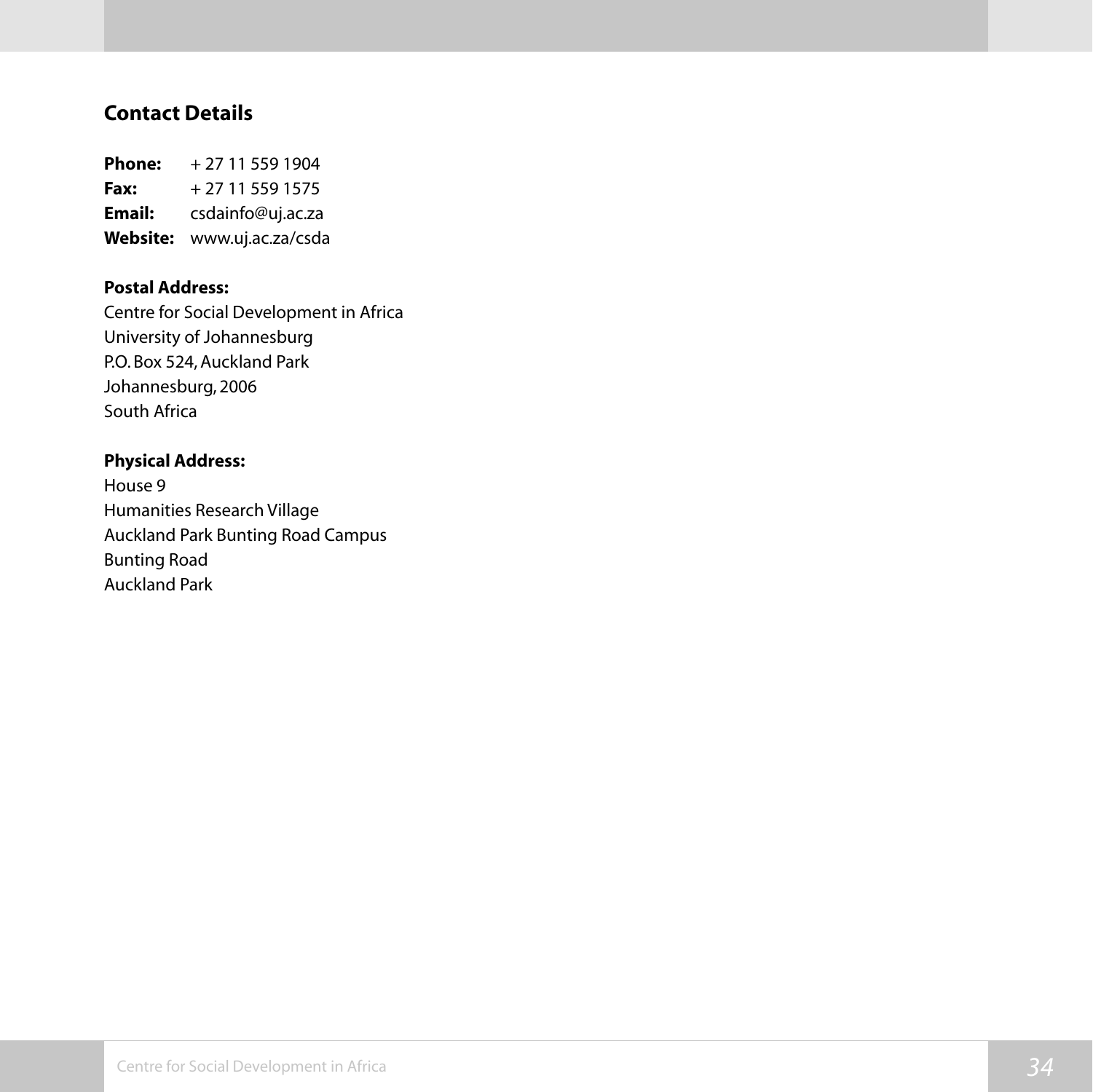## Contact Details

**Phone:** + 27 11 559 1904
**Fax:** + 27 11 559 1575
**Email:** csdainfo@uj.ac.za
**Website:** www.uj.ac.za/csda

**Postal Address:**
Centre for Social Development in Africa
University of Johannesburg
P.O. Box 524, Auckland Park
Johannesburg, 2006
South Africa

**Physical Address:**
House 9
Humanities Research Village
Auckland Park Bunting Road Campus
Bunting Road
Auckland Park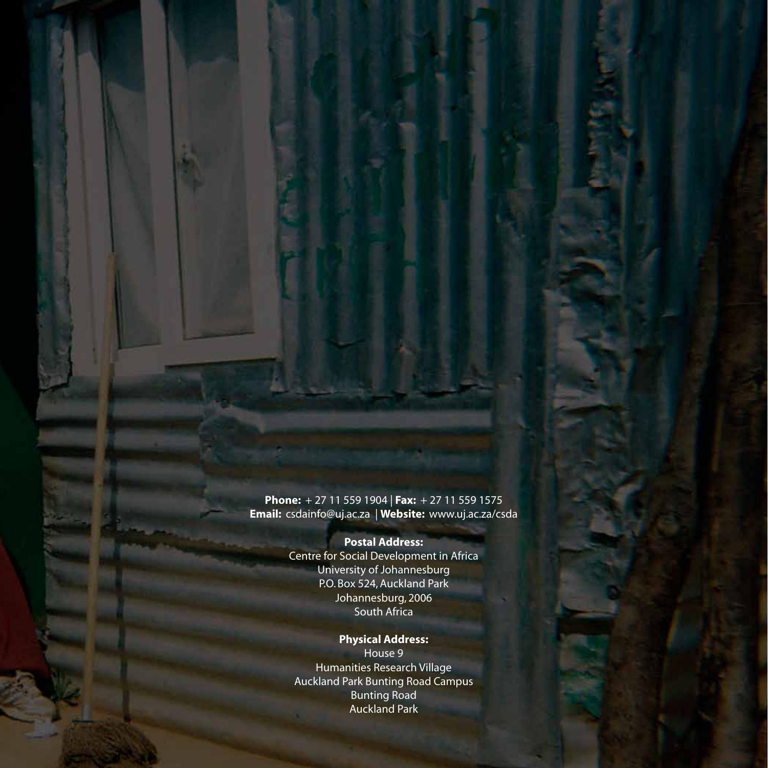**Phone:** + 27 11 559 1904 | **Fax:** + 27 11 559 1575
**Email:** csdainfo@uj.ac.za | **Website:** www.uj.ac.za/csda

**Postal Address:**
Centre for Social Development in Africa
University of Johannesburg
P.O. Box 524, Auckland Park
Johannesburg, 2006
South Africa

**Physical Address:**
House 9
Humanities Research Village
Auckland Park Bunting Road Campus
Bunting Road
Auckland Park